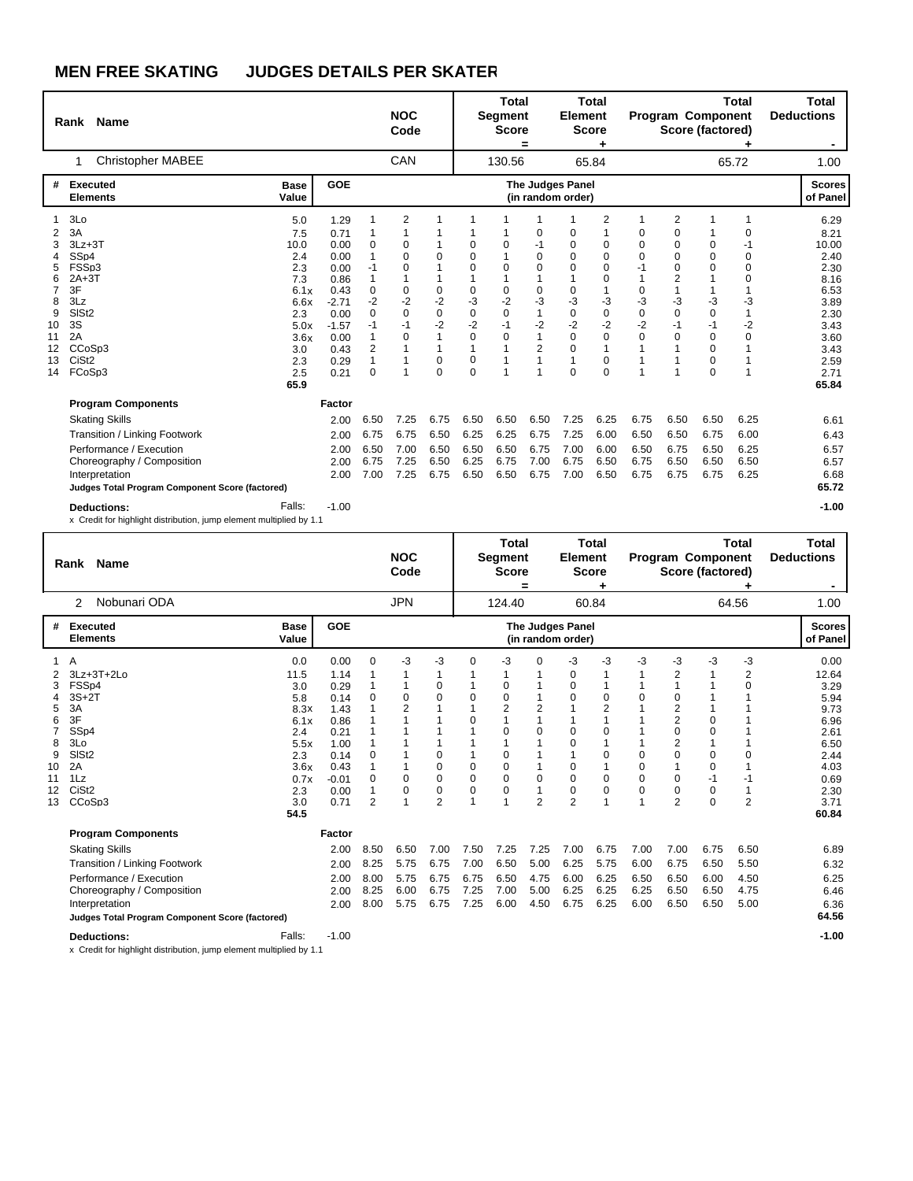# MEN FREE SKATING JUDGES DETAILS PER SKATER

| Rank | Name | NOC Code | Total Segment Score = | Total Element Score + | Total Program Component Score (factored) + | Total Deductions - |
|---|---|---|---|---|---|---|
| 1 | Christopher MABEE | CAN | 130.56 | 65.84 | 65.72 | 1.00 |

| # | Executed Elements | | Base Value | GOE | J1 | J2 | J3 | J4 | J5 | J6 | J7 | J8 | J9 | J10 | J11 | J12 | Scores of Panel |
|---|---|---|---|---|---|---|---|---|---|---|---|---|---|---|---|---|---|
| 1 | 3Lo | | 5.0 | 1.29 | 1 | 2 | 1 | 1 | 1 | 1 | 1 | 2 | 1 | 2 | 1 | 1 | 6.29 |
| 2 | 3A | | 7.5 | 0.71 | 1 | 1 | 1 | 1 | 1 | 0 | 0 | 1 | 0 | 0 | 1 | 0 | 8.21 |
| 3 | 3Lz+3T | | 10.0 | 0.00 | 0 | 0 | 1 | 0 | 0 | -1 | 0 | 0 | 0 | 0 | 0 | -1 | 10.00 |
| 4 | SSp4 | | 2.4 | 0.00 | 1 | 0 | 0 | 0 | 1 | 0 | 0 | 0 | 0 | 0 | 0 | 0 | 2.40 |
| 5 | FSSp3 | | 2.3 | 0.00 | -1 | 0 | 1 | 0 | 0 | 0 | 0 | 0 | -1 | 0 | 0 | 0 | 2.30 |
| 6 | 2A+3T | | 7.3 | 0.86 | 1 | 1 | 1 | 1 | 1 | 1 | 1 | 0 | 1 | 2 | 1 | 0 | 8.16 |
| 7 | 3F | | 6.1 | 0.43 | 0 | 0 | 0 | 0 | 0 | 0 | 0 | 1 | 0 | 1 | 1 | 1 | 6.53 |
| 8 | 3Lz | | 6.6 | -2.71 | -2 | -2 | -2 | -3 | -2 | -3 | -3 | -3 | -3 | -3 | -3 | -3 | 3.89 |
| 9 | SlSt2 | | 2.3 | 0.00 | 0 | 0 | 0 | 0 | 0 | 1 | 0 | 0 | 0 | 0 | 0 | 1 | 2.30 |
| 10 | 3S | x | 5.0 | -1.57 | -1 | -1 | -2 | -2 | -1 | -2 | -2 | -2 | -2 | -1 | -1 | -2 | 3.43 |
| 11 | 2A | x | 3.6 | 0.00 | 1 | 0 | 1 | 0 | 0 | 1 | 0 | 0 | 0 | 0 | 0 | 0 | 3.60 |
| 12 | CCoSp3 | | 3.0 | 0.43 | 2 | 1 | 1 | 1 | 1 | 2 | 0 | 1 | 1 | 1 | 0 | 1 | 3.43 |
| 13 | CiSt2 | | 2.3 | 0.29 | 1 | 1 | 0 | 0 | 1 | 1 | 1 | 0 | 1 | 1 | 0 | 1 | 2.59 |
| 14 | FCoSp3 | | 2.5 | 0.21 | 0 | 1 | 0 | 0 | 1 | 1 | 0 | 0 | 1 | 1 | 0 | 1 | 2.71 |
| | | | 65.9 | | | | | | | | | | | | | | 65.84 |

Note: elements 7 (3F) and 8 (3Lz) are also marked x.

| Program Components | Factor | J1 | J2 | J3 | J4 | J5 | J6 | J7 | J8 | J9 | J10 | J11 | J12 | Scores of Panel |
|---|---|---|---|---|---|---|---|---|---|---|---|---|---|---|
| Skating Skills | 2.00 | 6.50 | 7.25 | 6.75 | 6.50 | 6.50 | 6.50 | 7.25 | 6.25 | 6.75 | 6.50 | 6.50 | 6.25 | 6.61 |
| Transition / Linking Footwork | 2.00 | 6.75 | 6.75 | 6.50 | 6.25 | 6.25 | 6.75 | 7.25 | 6.00 | 6.50 | 6.50 | 6.75 | 6.00 | 6.43 |
| Performance / Execution | 2.00 | 6.50 | 7.00 | 6.50 | 6.50 | 6.50 | 6.75 | 7.00 | 6.00 | 6.50 | 6.75 | 6.50 | 6.25 | 6.57 |
| Choreography / Composition | 2.00 | 6.75 | 7.25 | 6.50 | 6.25 | 6.75 | 7.00 | 6.75 | 6.50 | 6.75 | 6.50 | 6.50 | 6.50 | 6.57 |
| Interpretation | 2.00 | 7.00 | 7.25 | 6.75 | 6.50 | 6.50 | 6.75 | 7.00 | 6.50 | 6.75 | 6.75 | 6.75 | 6.25 | 6.68 |
| **Judges Total Program Component Score (factored)** | | | | | | | | | | | | | | 65.72 |

**Deductions:** Falls: -1.00 | **-1.00**

x Credit for highlight distribution, jump element multiplied by 1.1

| Rank | Name | NOC Code | Total Segment Score = | Total Element Score + | Total Program Component Score (factored) + | Total Deductions - |
|---|---|---|---|---|---|---|
| 2 | Nobunari ODA | JPN | 124.40 | 60.84 | 64.56 | 1.00 |

| # | Executed Elements | | Base Value | GOE | J1 | J2 | J3 | J4 | J5 | J6 | J7 | J8 | J9 | J10 | J11 | J12 | Scores of Panel |
|---|---|---|---|---|---|---|---|---|---|---|---|---|---|---|---|---|---|
| 1 | A | | 0.0 | 0.00 | 0 | -3 | -3 | 0 | -3 | 0 | -3 | -3 | -3 | -3 | -3 | -3 | 0.00 |
| 2 | 3Lz+3T+2Lo | | 11.5 | 1.14 | 1 | 1 | 1 | 1 | 1 | 1 | 0 | 1 | 1 | 2 | 1 | 2 | 12.64 |
| 3 | FSSp4 | | 3.0 | 0.29 | 1 | 1 | 0 | 1 | 0 | 1 | 0 | 1 | 1 | 1 | 1 | 0 | 3.29 |
| 4 | 3S+2T | | 5.8 | 0.14 | 0 | 0 | 0 | 0 | 0 | 1 | 0 | 0 | 0 | 0 | 1 | 1 | 5.94 |
| 5 | 3A | x | 8.3 | 1.43 | 1 | 2 | 1 | 1 | 2 | 2 | 1 | 2 | 1 | 2 | 1 | 1 | 9.73 |
| 6 | 3F | x | 6.1 | 0.86 | 1 | 1 | 1 | 0 | 1 | 1 | 1 | 1 | 1 | 2 | 0 | 1 | 6.96 |
| 7 | SSp4 | | 2.4 | 0.21 | 1 | 1 | 1 | 1 | 0 | 0 | 0 | 0 | 1 | 0 | 0 | 1 | 2.61 |
| 8 | 3Lo | x | 5.5 | 1.00 | 1 | 1 | 1 | 1 | 1 | 1 | 0 | 1 | 1 | 2 | 1 | 1 | 6.50 |
| 9 | SlSt2 | | 2.3 | 0.14 | 0 | 1 | 0 | 1 | 0 | 1 | 1 | 0 | 0 | 0 | 0 | 0 | 2.44 |
| 10 | 2A | x | 3.6 | 0.43 | 1 | 1 | 0 | 0 | 0 | 1 | 0 | 1 | 0 | 1 | 0 | 1 | 4.03 |
| 11 | 1Lz | x | 0.7 | -0.01 | 0 | 0 | 0 | 0 | 0 | 0 | 0 | 0 | 0 | 0 | -1 | -1 | 0.69 |
| 12 | CiSt2 | | 2.3 | 0.00 | 1 | 0 | 0 | 0 | 0 | 1 | 0 | 0 | 0 | 0 | 0 | 1 | 2.30 |
| 13 | CCoSp3 | | 3.0 | 0.71 | 2 | 1 | 2 | 1 | 1 | 2 | 2 | 1 | 1 | 2 | 0 | 2 | 3.71 |
| | | | 54.5 | | | | | | | | | | | | | | 60.84 |

| Program Components | Factor | J1 | J2 | J3 | J4 | J5 | J6 | J7 | J8 | J9 | J10 | J11 | J12 | Scores of Panel |
|---|---|---|---|---|---|---|---|---|---|---|---|---|---|---|
| Skating Skills | 2.00 | 8.50 | 6.50 | 7.00 | 7.50 | 7.25 | 7.25 | 7.00 | 6.75 | 7.00 | 7.00 | 6.75 | 6.50 | 6.89 |
| Transition / Linking Footwork | 2.00 | 8.25 | 5.75 | 6.75 | 7.00 | 6.50 | 5.00 | 6.25 | 5.75 | 6.00 | 6.75 | 6.50 | 5.50 | 6.32 |
| Performance / Execution | 2.00 | 8.00 | 5.75 | 6.75 | 6.75 | 6.50 | 4.75 | 6.00 | 6.25 | 6.50 | 6.50 | 6.00 | 4.50 | 6.25 |
| Choreography / Composition | 2.00 | 8.25 | 6.00 | 6.75 | 7.25 | 7.00 | 5.00 | 6.25 | 6.25 | 6.25 | 6.50 | 6.50 | 4.75 | 6.46 |
| Interpretation | 2.00 | 8.00 | 5.75 | 6.75 | 7.25 | 6.00 | 4.50 | 6.75 | 6.25 | 6.00 | 6.50 | 6.50 | 5.00 | 6.36 |
| **Judges Total Program Component Score (factored)** | | | | | | | | | | | | | | 64.56 |

**Deductions:** Falls: -1.00 | **-1.00**

x Credit for highlight distribution, jump element multiplied by 1.1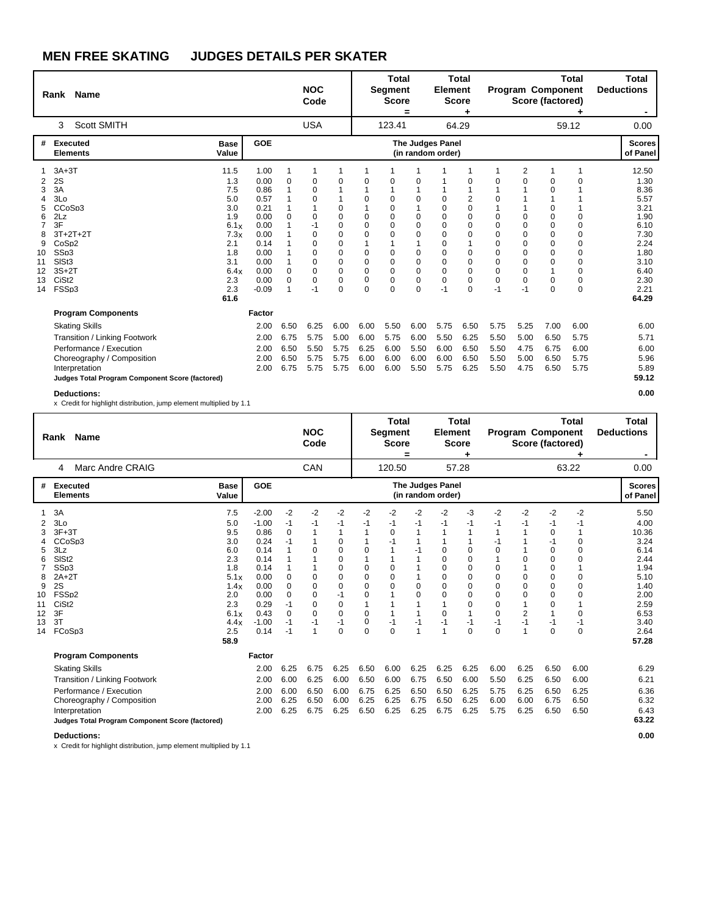# MEN FREE SKATING JUDGES DETAILS PER SKATER

| Rank | Name | NOC Code | Total Segment Score = | Total Element Score + | Total Program Component Score (factored) + | Total Deductions - |
|---|---|---|---|---|---|---|
| 3 | Scott SMITH | USA | 123.41 | 64.29 | 59.12 | 0.00 |

| # | Executed Elements | Base Value | GOE | J1 | J2 | J3 | J4 | J5 | J6 | J7 | J8 | J9 | J10 | J11 | J12 | Scores of Panel |
|---|---|---|---|---|---|---|---|---|---|---|---|---|---|---|---|---|
| 1 | 3A+3T | 11.5 | 1.00 | 1 | 1 | 1 | 1 | 1 | 1 | 1 | 1 | 1 | 2 | 1 | 1 | 12.50 |
| 2 | 2S | 1.3 | 0.00 | 0 | 0 | 0 | 0 | 0 | 0 | 1 | 0 | 0 | 0 | 0 | 0 | 1.30 |
| 3 | 3A | 7.5 | 0.86 | 1 | 0 | 1 | 1 | 1 | 1 | 1 | 1 | 1 | 1 | 0 | 1 | 8.36 |
| 4 | 3Lo | 5.0 | 0.57 | 1 | 0 | 1 | 0 | 0 | 0 | 0 | 2 | 0 | 1 | 1 | 1 | 5.57 |
| 5 | CCoSp3 | 3.0 | 0.21 | 1 | 1 | 0 | 1 | 0 | 1 | 0 | 0 | 1 | 1 | 0 | 1 | 3.21 |
| 6 | 2Lz | 1.9 | 0.00 | 0 | 0 | 0 | 0 | 0 | 0 | 0 | 0 | 0 | 0 | 0 | 0 | 1.90 |
| 7 | 3F | 6.1x | 0.00 | 1 | -1 | 0 | 0 | 0 | 0 | 0 | 0 | 0 | 0 | 0 | 0 | 6.10 |
| 8 | 3T+2T+2T | 7.3x | 0.00 | 1 | 0 | 0 | 0 | 0 | 0 | 0 | 0 | 0 | 0 | 0 | 0 | 7.30 |
| 9 | CoSp2 | 2.1 | 0.14 | 1 | 0 | 0 | 1 | 1 | 1 | 0 | 1 | 0 | 0 | 0 | 0 | 2.24 |
| 10 | SSp3 | 1.8 | 0.00 | 1 | 0 | 0 | 0 | 0 | 0 | 0 | 0 | 0 | 0 | 0 | 0 | 1.80 |
| 11 | SlSt3 | 3.1 | 0.00 | 1 | 0 | 0 | 0 | 0 | 0 | 0 | 0 | 0 | 0 | 0 | 0 | 3.10 |
| 12 | 3S+2T | 6.4x | 0.00 | 0 | 0 | 0 | 0 | 0 | 0 | 0 | 0 | 0 | 0 | 1 | 0 | 6.40 |
| 13 | CiSt2 | 2.3 | 0.00 | 0 | 0 | 0 | 0 | 0 | 0 | 0 | 0 | 0 | 0 | 0 | 0 | 2.30 |
| 14 | FSSp3 | 2.3 | -0.09 | 1 | -1 | 0 | 0 | 0 | 0 | -1 | 0 | -1 | -1 | 0 | 0 | 2.21 |
| | | 61.6 | | | | | | | | | | | | | | 64.29 |

| Program Components | Factor | J1 | J2 | J3 | J4 | J5 | J6 | J7 | J8 | J9 | J10 | J11 | J12 | |
|---|---|---|---|---|---|---|---|---|---|---|---|---|---|---|
| Skating Skills | 2.00 | 6.50 | 6.25 | 6.00 | 6.00 | 5.50 | 6.00 | 5.75 | 6.50 | 5.75 | 5.25 | 7.00 | 6.00 | 6.00 |
| Transition / Linking Footwork | 2.00 | 6.75 | 5.75 | 5.00 | 6.00 | 5.75 | 6.00 | 5.50 | 6.25 | 5.50 | 5.00 | 6.50 | 5.75 | 5.71 |
| Performance / Execution | 2.00 | 6.50 | 5.50 | 5.75 | 6.25 | 6.00 | 5.50 | 6.00 | 6.50 | 5.50 | 4.75 | 6.75 | 6.00 | 6.00 |
| Choreography / Composition | 2.00 | 6.50 | 5.75 | 5.75 | 6.00 | 6.00 | 6.00 | 6.00 | 6.50 | 5.50 | 5.00 | 6.50 | 5.75 | 5.96 |
| Interpretation | 2.00 | 6.75 | 5.75 | 5.75 | 6.00 | 6.00 | 5.50 | 5.75 | 6.25 | 5.50 | 4.75 | 6.50 | 5.75 | 5.89 |
| **Judges Total Program Component Score (factored)** | | | | | | | | | | | | | | **59.12** |

**Deductions:** **0.00**

x Credit for highlight distribution, jump element multiplied by 1.1

| Rank | Name | NOC Code | Total Segment Score = | Total Element Score + | Total Program Component Score (factored) + | Total Deductions - |
|---|---|---|---|---|---|---|
| 4 | Marc Andre CRAIG | CAN | 120.50 | 57.28 | 63.22 | 0.00 |

| # | Executed Elements | Base Value | GOE | J1 | J2 | J3 | J4 | J5 | J6 | J7 | J8 | J9 | J10 | J11 | J12 | Scores of Panel |
|---|---|---|---|---|---|---|---|---|---|---|---|---|---|---|---|---|
| 1 | 3A | 7.5 | -2.00 | -2 | -2 | -2 | -2 | -2 | -2 | -2 | -3 | -2 | -2 | -2 | -2 | 5.50 |
| 2 | 3Lo | 5.0 | -1.00 | -1 | -1 | -1 | -1 | -1 | -1 | -1 | -1 | -1 | -1 | -1 | -1 | 4.00 |
| 3 | 3F+3T | 9.5 | 0.86 | 0 | 1 | 1 | 1 | 0 | 1 | 1 | 1 | 1 | 1 | 0 | 1 | 10.36 |
| 4 | CCoSp3 | 3.0 | 0.24 | -1 | 1 | 0 | 1 | -1 | 1 | 1 | 1 | -1 | 1 | -1 | 0 | 3.24 |
| 5 | 3Lz | 6.0 | 0.14 | 1 | 0 | 0 | 0 | 1 | -1 | 0 | 0 | 0 | 1 | 0 | 0 | 6.14 |
| 6 | SlSt2 | 2.3 | 0.14 | 1 | 1 | 0 | 1 | 1 | 1 | 0 | 0 | 1 | 0 | 0 | 0 | 2.44 |
| 7 | SSp3 | 1.8 | 0.14 | 1 | 1 | 0 | 0 | 0 | 1 | 0 | 0 | 0 | 1 | 0 | 1 | 1.94 |
| 8 | 2A+2T | 5.1x | 0.00 | 0 | 0 | 0 | 0 | 0 | 1 | 0 | 0 | 0 | 0 | 0 | 0 | 5.10 |
| 9 | 2S | 1.4x | 0.00 | 0 | 0 | 0 | 0 | 0 | 0 | 0 | 0 | 0 | 0 | 0 | 0 | 1.40 |
| 10 | FSSp2 | 2.0 | 0.00 | 0 | 0 | -1 | 0 | 1 | 0 | 0 | 0 | 0 | 0 | 0 | 0 | 2.00 |
| 11 | CiSt2 | 2.3 | 0.29 | -1 | 0 | 0 | 1 | 1 | 1 | 1 | 0 | 0 | 1 | 0 | 1 | 2.59 |
| 12 | 3F | 6.1x | 0.43 | 0 | 0 | 0 | 0 | 1 | 1 | 0 | 1 | 0 | 2 | 1 | 0 | 6.53 |
| 13 | 3T | 4.4x | -1.00 | -1 | -1 | -1 | 0 | -1 | -1 | -1 | -1 | -1 | -1 | -1 | -1 | 3.40 |
| 14 | FCoSp3 | 2.5 | 0.14 | -1 | 1 | 0 | 0 | 0 | 1 | 1 | 0 | 0 | 1 | 0 | 0 | 2.64 |
| | | 58.9 | | | | | | | | | | | | | | 57.28 |

| Program Components | Factor | J1 | J2 | J3 | J4 | J5 | J6 | J7 | J8 | J9 | J10 | J11 | J12 | |
|---|---|---|---|---|---|---|---|---|---|---|---|---|---|---|
| Skating Skills | 2.00 | 6.25 | 6.75 | 6.25 | 6.50 | 6.00 | 6.25 | 6.25 | 6.25 | 6.00 | 6.25 | 6.50 | 6.00 | 6.29 |
| Transition / Linking Footwork | 2.00 | 6.00 | 6.25 | 6.00 | 6.50 | 6.00 | 6.75 | 6.50 | 6.00 | 5.50 | 6.25 | 6.50 | 6.00 | 6.21 |
| Performance / Execution | 2.00 | 6.00 | 6.50 | 6.00 | 6.75 | 6.25 | 6.50 | 6.50 | 6.25 | 5.75 | 6.25 | 6.50 | 6.25 | 6.36 |
| Choreography / Composition | 2.00 | 6.25 | 6.50 | 6.00 | 6.25 | 6.25 | 6.75 | 6.50 | 6.25 | 6.00 | 6.00 | 6.75 | 6.50 | 6.32 |
| Interpretation | 2.00 | 6.25 | 6.75 | 6.25 | 6.50 | 6.25 | 6.25 | 6.75 | 6.25 | 5.75 | 6.25 | 6.50 | 6.50 | 6.43 |
| **Judges Total Program Component Score (factored)** | | | | | | | | | | | | | | **63.22** |

**Deductions:** **0.00**

x Credit for highlight distribution, jump element multiplied by 1.1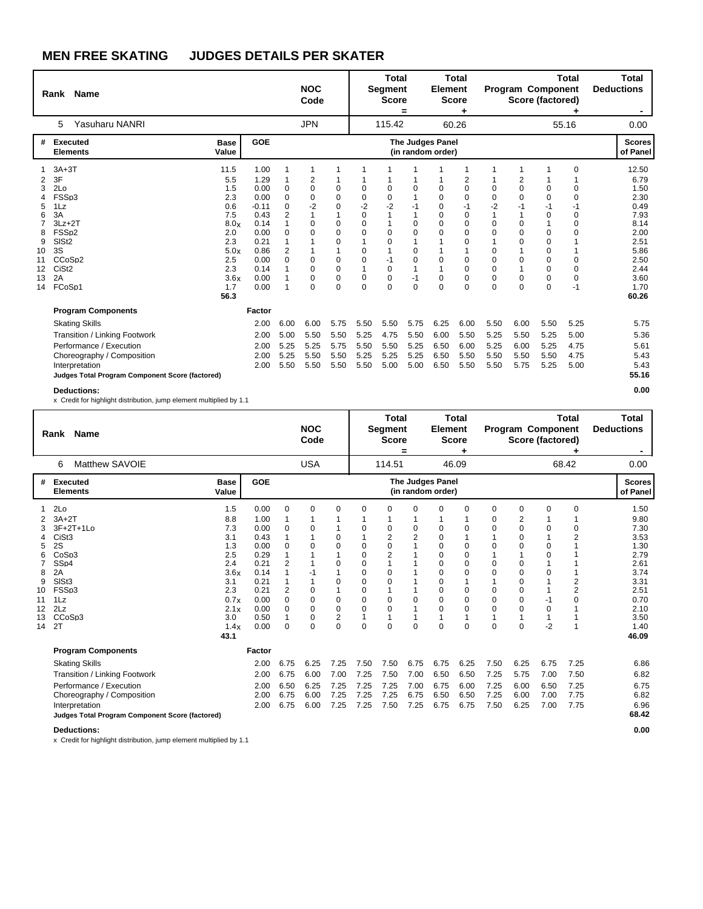## MEN FREE SKATING JUDGES DETAILS PER SKATER

| Rank | Name | NOC Code | Total Segment Score = | Total Element Score + | Total Program Component Score (factored) + | Total Deductions - |
|---|---|---|---|---|---|---|
| 5 | Yasuharu NANRI | JPN | 115.42 | 60.26 | 55.16 | 0.00 |

| # | Executed Elements | Base Value | GOE | The Judges Panel (in random order) | | | | | | | | | | | | | Scores of Panel |
|---|---|---|---|---|---|---|---|---|---|---|---|---|---|---|---|---|---|
| 1 | 3A+3T | 11.5 | 1.00 | 1 | 1 | 1 | 1 | 1 | 1 | 1 | 1 | 1 | 1 | 1 | 0 | | 12.50 |
| 2 | 3F | 5.5 | 1.29 | 1 | 2 | 1 | 1 | 1 | 1 | 1 | 2 | 1 | 2 | 1 | 1 | | 6.79 |
| 3 | 2Lo | 1.5 | 0.00 | 0 | 0 | 0 | 0 | 0 | 0 | 0 | 0 | 0 | 0 | 0 | 0 | | 1.50 |
| 4 | FSSp3 | 2.3 | 0.00 | 0 | 0 | 0 | 0 | 0 | 1 | 0 | 0 | 0 | 0 | 0 | 0 | | 2.30 |
| 5 | 1Lz | 0.6 | -0.11 | 0 | -2 | 0 | -2 | -2 | -1 | 0 | -1 | -2 | -1 | -1 | -1 | | 0.49 |
| 6 | 3A | 7.5 | 0.43 | 2 | 1 | 1 | 0 | 1 | 1 | 0 | 0 | 1 | 1 | 0 | 0 | | 7.93 |
| 7 | 3Lz+2T | 8.0x | 0.14 | 1 | 0 | 0 | 0 | 1 | 0 | 0 | 0 | 0 | 0 | 1 | 0 | | 8.14 |
| 8 | FSSp2 | 2.0 | 0.00 | 0 | 0 | 0 | 0 | 0 | 0 | 0 | 0 | 0 | 0 | 0 | 0 | | 2.00 |
| 9 | SlSt2 | 2.3 | 0.21 | 1 | 1 | 0 | 1 | 0 | 1 | 1 | 0 | 1 | 0 | 0 | 1 | | 2.51 |
| 10 | 3S | 5.0x | 0.86 | 2 | 1 | 1 | 0 | 1 | 0 | 1 | 1 | 0 | 1 | 0 | 1 | | 5.86 |
| 11 | CCoSp2 | 2.5 | 0.00 | 0 | 0 | 0 | 0 | -1 | 0 | 0 | 0 | 0 | 0 | 0 | 0 | | 2.50 |
| 12 | CiSt2 | 2.3 | 0.14 | 1 | 0 | 0 | 1 | 0 | 1 | 1 | 0 | 0 | 1 | 0 | 0 | | 2.44 |
| 13 | 2A | 3.6x | 0.00 | 1 | 0 | 0 | 0 | 0 | -1 | 0 | 0 | 0 | 0 | 0 | 0 | | 3.60 |
| 14 | FCoSp1 | 1.7 | 0.00 | 1 | 0 | 0 | 0 | 0 | 0 | 0 | 0 | 0 | 0 | 0 | -1 | | 1.70 |
| | | 56.3 | | | | | | | | | | | | | | | 60.26 |

| Program Components | Factor | | | | | | | | | | | | | Scores of Panel |
|---|---|---|---|---|---|---|---|---|---|---|---|---|---|---|
| Skating Skills | 2.00 | 6.00 | 6.00 | 5.75 | 5.50 | 5.50 | 5.75 | 6.25 | 6.00 | 5.50 | 6.00 | 5.50 | 5.25 | 5.75 |
| Transition / Linking Footwork | 2.00 | 5.00 | 5.50 | 5.50 | 5.25 | 4.75 | 5.50 | 6.00 | 5.50 | 5.25 | 5.50 | 5.25 | 5.00 | 5.36 |
| Performance / Execution | 2.00 | 5.25 | 5.25 | 5.75 | 5.50 | 5.50 | 5.25 | 6.50 | 6.00 | 5.25 | 6.00 | 5.25 | 4.75 | 5.61 |
| Choreography / Composition | 2.00 | 5.25 | 5.50 | 5.50 | 5.25 | 5.25 | 5.25 | 6.50 | 5.50 | 5.50 | 5.50 | 5.50 | 4.75 | 5.43 |
| Interpretation | 2.00 | 5.50 | 5.50 | 5.50 | 5.50 | 5.00 | 5.00 | 6.50 | 5.50 | 5.50 | 5.75 | 5.25 | 5.00 | 5.43 |
| **Judges Total Program Component Score (factored)** | | | | | | | | | | | | | | **55.16** |

**Deductions:** **0.00**

x Credit for highlight distribution, jump element multiplied by 1.1

| Rank | Name | NOC Code | Total Segment Score = | Total Element Score + | Total Program Component Score (factored) + | Total Deductions - |
|---|---|---|---|---|---|---|
| 6 | Matthew SAVOIE | USA | 114.51 | 46.09 | 68.42 | 0.00 |

| # | Executed Elements | Base Value | GOE | The Judges Panel (in random order) | | | | | | | | | | | | | Scores of Panel |
|---|---|---|---|---|---|---|---|---|---|---|---|---|---|---|---|---|---|
| 1 | 2Lo | 1.5 | 0.00 | 0 | 0 | 0 | 0 | 0 | 0 | 0 | 0 | 0 | 0 | 0 | 0 | | 1.50 |
| 2 | 3A+2T | 8.8 | 1.00 | 1 | 1 | 1 | 1 | 1 | 1 | 1 | 1 | 0 | 2 | 1 | 1 | | 9.80 |
| 3 | 3F+2T+1Lo | 7.3 | 0.00 | 0 | 0 | 1 | 0 | 0 | 0 | 0 | 0 | 0 | 0 | 0 | 0 | | 7.30 |
| 4 | CiSt3 | 3.1 | 0.43 | 1 | 1 | 0 | 1 | 2 | 2 | 0 | 1 | 1 | 0 | 1 | 2 | | 3.53 |
| 5 | 2S | 1.3 | 0.00 | 0 | 0 | 0 | 0 | 0 | 1 | 0 | 0 | 0 | 0 | 0 | 1 | | 1.30 |
| 6 | CoSp3 | 2.5 | 0.29 | 1 | 1 | 1 | 0 | 2 | 1 | 0 | 0 | 1 | 1 | 0 | 1 | | 2.79 |
| 7 | SSp4 | 2.4 | 0.21 | 2 | 1 | 0 | 0 | 1 | 1 | 0 | 0 | 0 | 0 | 1 | 1 | | 2.61 |
| 8 | 2A | 3.6x | 0.14 | 1 | -1 | 1 | 0 | 0 | 1 | 0 | 0 | 0 | 0 | 0 | 1 | | 3.74 |
| 9 | SlSt3 | 3.1 | 0.21 | 1 | 1 | 0 | 0 | 0 | 1 | 0 | 1 | 1 | 0 | 1 | 2 | | 3.31 |
| 10 | FSSp3 | 2.3 | 0.21 | 2 | 0 | 1 | 0 | 1 | 1 | 0 | 0 | 0 | 0 | 1 | 2 | | 2.51 |
| 11 | 1Lz | 0.7x | 0.00 | 0 | 0 | 0 | 0 | 0 | 0 | 0 | 0 | 0 | 0 | -1 | 0 | | 0.70 |
| 12 | 2Lz | 2.1x | 0.00 | 0 | 0 | 0 | 0 | 0 | 1 | 0 | 0 | 0 | 0 | 0 | 1 | | 2.10 |
| 13 | CCoSp3 | 3.0 | 0.50 | 1 | 0 | 2 | 1 | 1 | 1 | 1 | 1 | 1 | 1 | 1 | 1 | | 3.50 |
| 14 | 2T | 1.4x | 0.00 | 0 | 0 | 0 | 0 | 0 | 0 | 0 | 0 | 0 | 0 | -2 | 1 | | 1.40 |
| | | 43.1 | | | | | | | | | | | | | | | 46.09 |

| Program Components | Factor | | | | | | | | | | | | | Scores of Panel |
|---|---|---|---|---|---|---|---|---|---|---|---|---|---|---|
| Skating Skills | 2.00 | 6.75 | 6.25 | 7.25 | 7.50 | 7.50 | 6.75 | 6.75 | 6.25 | 7.50 | 6.25 | 6.75 | 7.25 | 6.86 |
| Transition / Linking Footwork | 2.00 | 6.75 | 6.00 | 7.00 | 7.25 | 7.50 | 7.00 | 6.50 | 6.50 | 7.25 | 5.75 | 7.00 | 7.50 | 6.82 |
| Performance / Execution | 2.00 | 6.50 | 6.25 | 7.25 | 7.25 | 7.25 | 7.00 | 6.75 | 6.00 | 7.25 | 6.00 | 6.50 | 7.25 | 6.75 |
| Choreography / Composition | 2.00 | 6.75 | 6.00 | 7.25 | 7.25 | 7.25 | 6.75 | 6.50 | 6.50 | 7.25 | 6.00 | 7.00 | 7.75 | 6.82 |
| Interpretation | 2.00 | 6.75 | 6.00 | 7.25 | 7.25 | 7.50 | 7.25 | 6.75 | 6.75 | 7.50 | 6.25 | 7.00 | 7.75 | 6.96 |
| **Judges Total Program Component Score (factored)** | | | | | | | | | | | | | | **68.42** |

**Deductions:** **0.00**

x Credit for highlight distribution, jump element multiplied by 1.1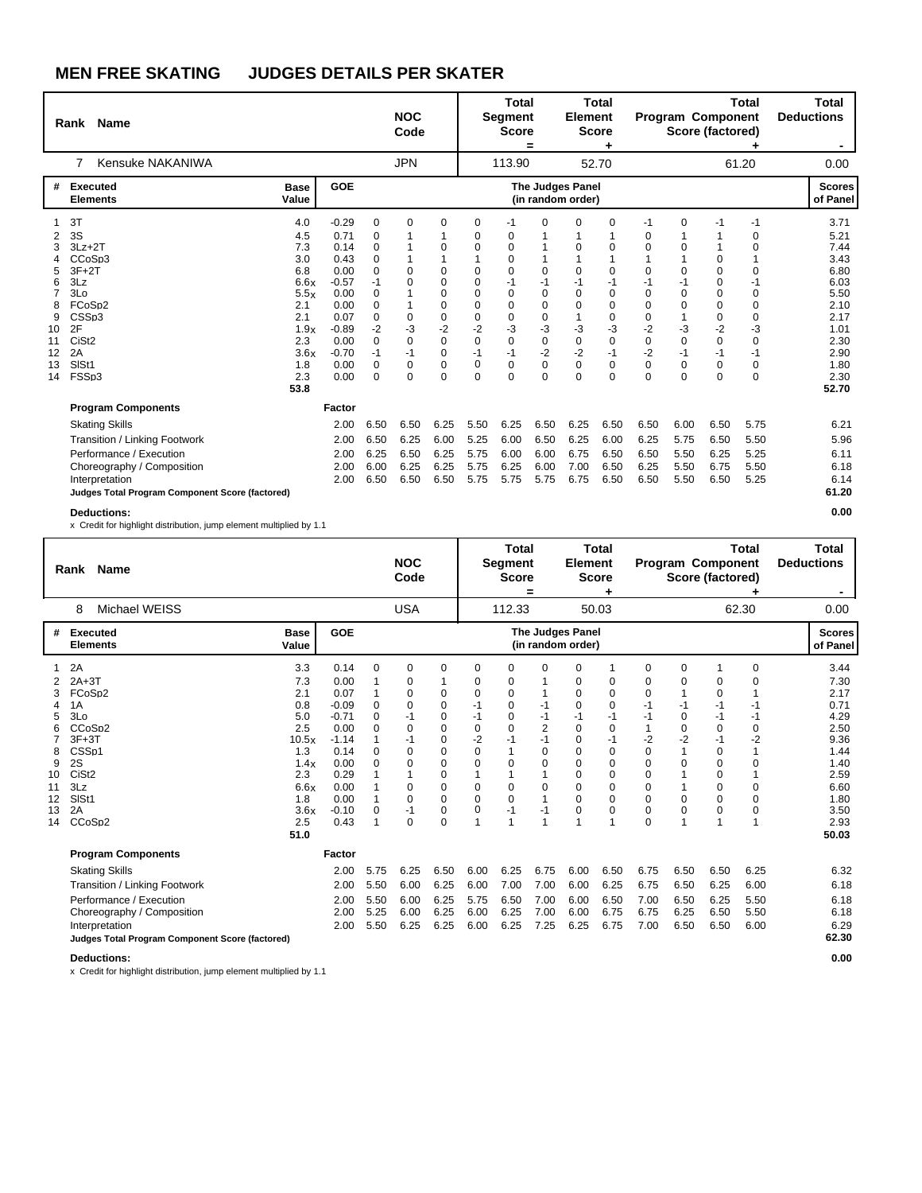## MEN FREE SKATING JUDGES DETAILS PER SKATER

| Rank | Name | NOC Code | Total Segment Score = | Total Element Score + | Total Program Component Score (factored) + | Total Deductions - |
|---|---|---|---|---|---|---|
| 7 | Kensuke NAKANIWA | JPN | 113.90 | 52.70 | 61.20 | 0.00 |

| # | Executed Elements | Base Value | GOE | J1 | J2 | J3 | J4 | J5 | J6 | J7 | J8 | J9 | J10 | J11 | J12 | Scores of Panel |
|---|---|---|---|---|---|---|---|---|---|---|---|---|---|---|---|---|
| 1 | 3T | 4.0 | -0.29 | 0 | 0 | 0 | 0 | -1 | 0 | 0 | 0 | -1 | 0 | -1 | -1 | 3.71 |
| 2 | 3S | 4.5 | 0.71 | 0 | 1 | 1 | 0 | 0 | 1 | 1 | 1 | 0 | 1 | 1 | 0 | 5.21 |
| 3 | 3Lz+2T | 7.3 | 0.14 | 0 | 1 | 0 | 0 | 0 | 1 | 0 | 0 | 0 | 0 | 1 | 0 | 7.44 |
| 4 | CCoSp3 | 3.0 | 0.43 | 0 | 1 | 1 | 1 | 0 | 1 | 1 | 1 | 1 | 1 | 0 | 1 | 3.43 |
| 5 | 3F+2T | 6.8 | 0.00 | 0 | 0 | 0 | 0 | 0 | 0 | 0 | 0 | 0 | 0 | 0 | 0 | 6.80 |
| 6 | 3Lz | 6.6x | -0.57 | -1 | 0 | 0 | 0 | -1 | -1 | -1 | -1 | -1 | -1 | 0 | -1 | 6.03 |
| 7 | 3Lo | 5.5x | 0.00 | 0 | 1 | 0 | 0 | 0 | 0 | 0 | 0 | 0 | 0 | 0 | 0 | 5.50 |
| 8 | FCoSp2 | 2.1 | 0.00 | 0 | 1 | 0 | 0 | 0 | 0 | 0 | 0 | 0 | 0 | 0 | 0 | 2.10 |
| 9 | CSSp3 | 2.1 | 0.07 | 0 | 0 | 0 | 0 | 0 | 0 | 1 | 0 | 0 | 1 | 0 | 0 | 2.17 |
| 10 | 2F | 1.9x | -0.89 | -2 | -3 | -2 | -2 | -3 | -3 | -3 | -3 | -2 | -3 | -2 | -3 | 1.01 |
| 11 | CiSt2 | 2.3 | 0.00 | 0 | 0 | 0 | 0 | 0 | 0 | 0 | 0 | 0 | 0 | 0 | 0 | 2.30 |
| 12 | 2A | 3.6x | -0.70 | -1 | -1 | 0 | -1 | -1 | -2 | -2 | -1 | -2 | -1 | -1 | -1 | 2.90 |
| 13 | SlSt1 | 1.8 | 0.00 | 0 | 0 | 0 | 0 | 0 | 0 | 0 | 0 | 0 | 0 | 0 | 0 | 1.80 |
| 14 | FSSp3 | 2.3 | 0.00 | 0 | 0 | 0 | 0 | 0 | 0 | 0 | 0 | 0 | 0 | 0 | 0 | 2.30 |
| | | 53.8 | | | | | | | | | | | | | | 52.70 |

| Program Components | Factor | J1 | J2 | J3 | J4 | J5 | J6 | J7 | J8 | J9 | J10 | J11 | J12 | Score |
|---|---|---|---|---|---|---|---|---|---|---|---|---|---|---|
| Skating Skills | 2.00 | 6.50 | 6.50 | 6.25 | 5.50 | 6.25 | 6.50 | 6.25 | 6.50 | 6.50 | 6.00 | 6.50 | 5.75 | 6.21 |
| Transition / Linking Footwork | 2.00 | 6.50 | 6.25 | 6.00 | 5.25 | 6.00 | 6.50 | 6.25 | 6.00 | 6.25 | 5.75 | 6.50 | 5.50 | 5.96 |
| Performance / Execution | 2.00 | 6.25 | 6.50 | 6.25 | 5.75 | 6.00 | 6.00 | 6.75 | 6.50 | 6.50 | 5.50 | 6.25 | 5.25 | 6.11 |
| Choreography / Composition | 2.00 | 6.00 | 6.25 | 6.25 | 5.75 | 6.25 | 6.00 | 7.00 | 6.50 | 6.25 | 5.50 | 6.75 | 5.50 | 6.18 |
| Interpretation | 2.00 | 6.50 | 6.50 | 6.50 | 5.75 | 5.75 | 5.75 | 6.75 | 6.50 | 6.50 | 5.50 | 6.50 | 5.25 | 6.14 |
| **Judges Total Program Component Score (factored)** | | | | | | | | | | | | | | **61.20** |

**Deductions:** **0.00**

x Credit for highlight distribution, jump element multiplied by 1.1

| Rank | Name | NOC Code | Total Segment Score = | Total Element Score + | Total Program Component Score (factored) + | Total Deductions - |
|---|---|---|---|---|---|---|
| 8 | Michael WEISS | USA | 112.33 | 50.03 | 62.30 | 0.00 |

| # | Executed Elements | Base Value | GOE | J1 | J2 | J3 | J4 | J5 | J6 | J7 | J8 | J9 | J10 | J11 | J12 | Scores of Panel |
|---|---|---|---|---|---|---|---|---|---|---|---|---|---|---|---|---|
| 1 | 2A | 3.3 | 0.14 | 0 | 0 | 0 | 0 | 0 | 0 | 0 | 1 | 0 | 0 | 1 | 0 | 3.44 |
| 2 | 2A+3T | 7.3 | 0.00 | 1 | 0 | 1 | 0 | 0 | 1 | 0 | 0 | 0 | 0 | 0 | 0 | 7.30 |
| 3 | FCoSp2 | 2.1 | 0.07 | 1 | 0 | 0 | 0 | 0 | 1 | 0 | 0 | 0 | 1 | 0 | 1 | 2.17 |
| 4 | 1A | 0.8 | -0.09 | 0 | 0 | 0 | -1 | 0 | -1 | 0 | 0 | -1 | -1 | -1 | -1 | 0.71 |
| 5 | 3Lo | 5.0 | -0.71 | 0 | -1 | 0 | -1 | 0 | -1 | -1 | -1 | -1 | 0 | -1 | -1 | 4.29 |
| 6 | CCoSp2 | 2.5 | 0.00 | 0 | 0 | 0 | 0 | 0 | 2 | 0 | 0 | 1 | 0 | 0 | 0 | 2.50 |
| 7 | 3F+3T | 10.5x | -1.14 | 1 | -1 | 0 | -2 | -1 | -1 | 0 | -1 | -2 | -2 | -1 | -2 | 9.36 |
| 8 | CSSp1 | 1.3 | 0.14 | 0 | 0 | 0 | 0 | 1 | 0 | 0 | 0 | 0 | 1 | 0 | 1 | 1.44 |
| 9 | 2S | 1.4x | 0.00 | 0 | 0 | 0 | 0 | 0 | 0 | 0 | 0 | 0 | 0 | 0 | 0 | 1.40 |
| 10 | CiSt2 | 2.3 | 0.29 | 1 | 1 | 0 | 1 | 1 | 1 | 0 | 0 | 0 | 1 | 0 | 1 | 2.59 |
| 11 | 3Lz | 6.6x | 0.00 | 1 | 0 | 0 | 0 | 0 | 0 | 0 | 0 | 0 | 1 | 0 | 0 | 6.60 |
| 12 | SlSt1 | 1.8 | 0.00 | 1 | 0 | 0 | 0 | 0 | 1 | 0 | 0 | 0 | 0 | 0 | 0 | 1.80 |
| 13 | 2A | 3.6x | -0.10 | 0 | -1 | 0 | 0 | -1 | -1 | 0 | 0 | 0 | 0 | 0 | 0 | 3.50 |
| 14 | CCoSp2 | 2.5 | 0.43 | 1 | 0 | 0 | 1 | 1 | 1 | 1 | 1 | 0 | 1 | 1 | 1 | 2.93 |
| | | 51.0 | | | | | | | | | | | | | | 50.03 |

| Program Components | Factor | J1 | J2 | J3 | J4 | J5 | J6 | J7 | J8 | J9 | J10 | J11 | J12 | Score |
|---|---|---|---|---|---|---|---|---|---|---|---|---|---|---|
| Skating Skills | 2.00 | 5.75 | 6.25 | 6.50 | 6.00 | 6.25 | 6.75 | 6.00 | 6.50 | 6.75 | 6.50 | 6.50 | 6.25 | 6.32 |
| Transition / Linking Footwork | 2.00 | 5.50 | 6.00 | 6.25 | 6.00 | 7.00 | 7.00 | 6.00 | 6.25 | 6.75 | 6.50 | 6.25 | 6.00 | 6.18 |
| Performance / Execution | 2.00 | 5.50 | 6.00 | 6.25 | 5.75 | 6.50 | 7.00 | 6.00 | 6.50 | 7.00 | 6.50 | 6.25 | 5.50 | 6.18 |
| Choreography / Composition | 2.00 | 5.25 | 6.00 | 6.25 | 6.00 | 6.25 | 7.00 | 6.00 | 6.75 | 6.75 | 6.25 | 6.50 | 5.50 | 6.18 |
| Interpretation | 2.00 | 5.50 | 6.25 | 6.25 | 6.00 | 6.25 | 7.25 | 6.25 | 6.75 | 7.00 | 6.50 | 6.50 | 6.00 | 6.29 |
| **Judges Total Program Component Score (factored)** | | | | | | | | | | | | | | **62.30** |

**Deductions:** **0.00**

x Credit for highlight distribution, jump element multiplied by 1.1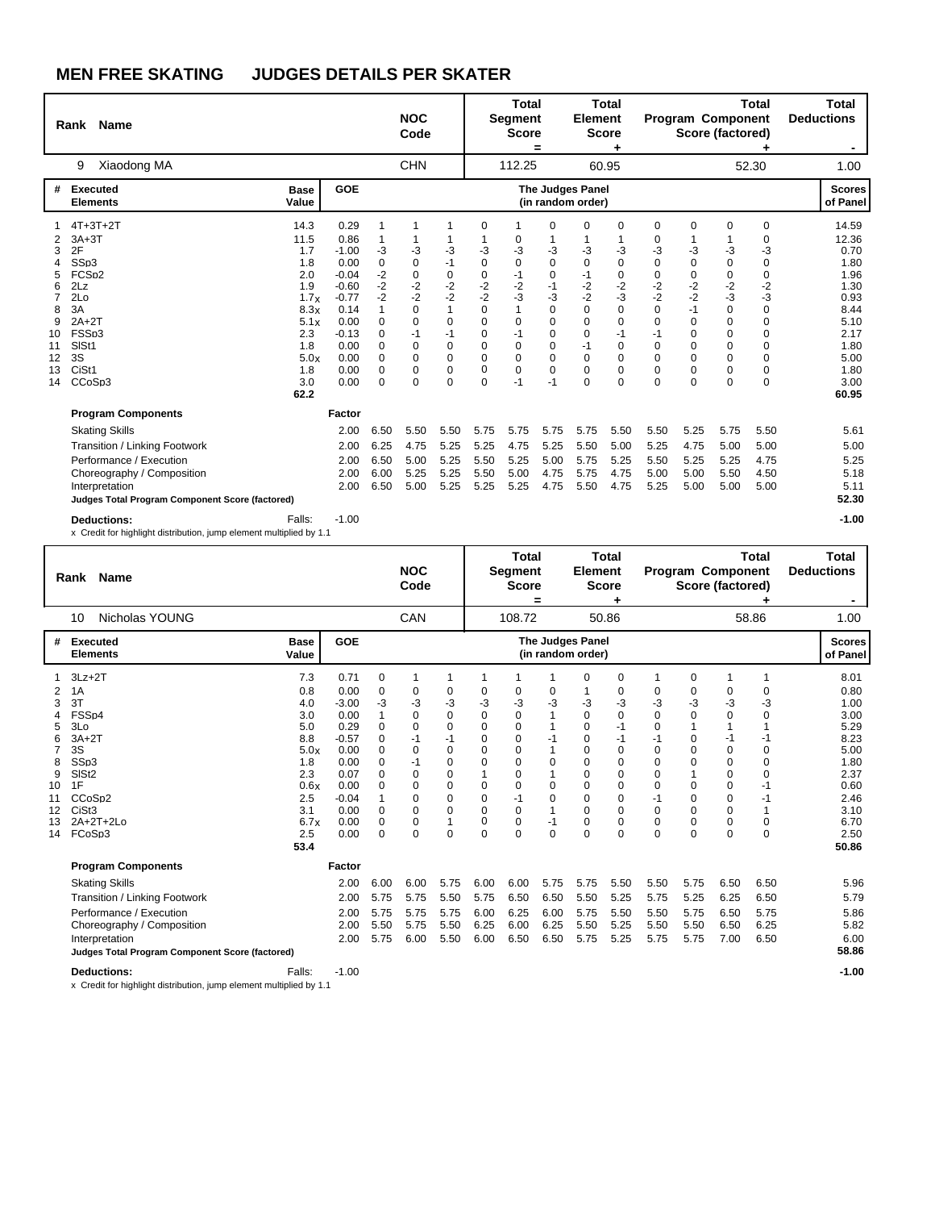## MEN FREE SKATING JUDGES DETAILS PER SKATER

| Rank | Name | NOC Code | Total Segment Score = | Total Element Score + | Total Program Component Score (factored) + | Total Deductions - |
|---|---|---|---|---|---|---|
| 9 | Xiaodong MA | CHN | 112.25 | 60.95 | 52.30 | 1.00 |

| # | Executed Elements | Base Value | GOE | J1 | J2 | J3 | J4 | J5 | J6 | J7 | J8 | J9 | J10 | J11 | J12 | Scores of Panel |
|---|---|---|---|---|---|---|---|---|---|---|---|---|---|---|---|---|
| 1 | 4T+3T+2T | 14.3 | 0.29 | 1 | 1 | 1 | 0 | 1 | 0 | 0 | 0 | 0 | 0 | 0 | 0 | 14.59 |
| 2 | 3A+3T | 11.5 | 0.86 | 1 | 1 | 1 | 1 | 0 | 1 | 1 | 1 | 0 | 1 | 1 | 0 | 12.36 |
| 3 | 2F | 1.7 | -1.00 | -3 | -3 | -3 | -3 | -3 | -3 | -3 | -3 | -3 | -3 | -3 | -3 | 0.70 |
| 4 | SSp3 | 1.8 | 0.00 | 0 | 0 | -1 | 0 | 0 | 0 | 0 | 0 | 0 | 0 | 0 | 0 | 1.80 |
| 5 | FCSp2 | 2.0 | -0.04 | -2 | 0 | 0 | 0 | -1 | 0 | -1 | 0 | 0 | 0 | 0 | 0 | 1.96 |
| 6 | 2Lz | 1.9 | -0.60 | -2 | -2 | -2 | -2 | -2 | -1 | -2 | -2 | -2 | -2 | -2 | -2 | 1.30 |
| 7 | 2Lo | 1.7x | -0.77 | -2 | -2 | -2 | -2 | -3 | -3 | -2 | -3 | -2 | -2 | -3 | -3 | 0.93 |
| 8 | 3A | 8.3x | 0.14 | 1 | 0 | 1 | 0 | 1 | 0 | 0 | 0 | 0 | -1 | 0 | 0 | 8.44 |
| 9 | 2A+2T | 5.1x | 0.00 | 0 | 0 | 0 | 0 | 0 | 0 | 0 | 0 | 0 | 0 | 0 | 0 | 5.10 |
| 10 | FSSp3 | 2.3 | -0.13 | 0 | -1 | -1 | 0 | -1 | 0 | 0 | -1 | -1 | 0 | 0 | 0 | 2.17 |
| 11 | SlSt1 | 1.8 | 0.00 | 0 | 0 | 0 | 0 | 0 | 0 | -1 | 0 | 0 | 0 | 0 | 0 | 1.80 |
| 12 | 3S | 5.0x | 0.00 | 0 | 0 | 0 | 0 | 0 | 0 | 0 | 0 | 0 | 0 | 0 | 0 | 5.00 |
| 13 | CiSt1 | 1.8 | 0.00 | 0 | 0 | 0 | 0 | 0 | 0 | 0 | 0 | 0 | 0 | 0 | 0 | 1.80 |
| 14 | CCoSp3 | 3.0 | 0.00 | 0 | 0 | 0 | 0 | -1 | -1 | 0 | 0 | 0 | 0 | 0 | 0 | 3.00 |
| | | 62.2 | | | | | | | | | | | | | | 60.95 |

| Program Components | Factor | J1 | J2 | J3 | J4 | J5 | J6 | J7 | J8 | J9 | J10 | J11 | J12 | Scores of Panel |
|---|---|---|---|---|---|---|---|---|---|---|---|---|---|---|
| Skating Skills | 2.00 | 6.50 | 5.50 | 5.50 | 5.75 | 5.75 | 5.75 | 5.75 | 5.50 | 5.50 | 5.25 | 5.75 | 5.50 | 5.61 |
| Transition / Linking Footwork | 2.00 | 6.25 | 4.75 | 5.25 | 5.25 | 4.75 | 5.25 | 5.50 | 5.00 | 5.25 | 4.75 | 5.00 | 5.00 | 5.00 |
| Performance / Execution | 2.00 | 6.50 | 5.00 | 5.25 | 5.50 | 5.25 | 5.00 | 5.75 | 5.25 | 5.50 | 5.25 | 5.25 | 4.75 | 5.25 |
| Choreography / Composition | 2.00 | 6.00 | 5.25 | 5.25 | 5.50 | 5.00 | 4.75 | 5.75 | 4.75 | 5.00 | 5.00 | 5.50 | 4.50 | 5.18 |
| Interpretation | 2.00 | 6.50 | 5.00 | 5.25 | 5.25 | 5.25 | 4.75 | 5.50 | 4.75 | 5.25 | 5.00 | 5.00 | 5.00 | 5.11 |
| **Judges Total Program Component Score (factored)** | | | | | | | | | | | | | | 52.30 |

**Deductions:** Falls: -1.00 **-1.00**

x Credit for highlight distribution, jump element multiplied by 1.1

| Rank | Name | NOC Code | Total Segment Score = | Total Element Score + | Total Program Component Score (factored) + | Total Deductions - |
|---|---|---|---|---|---|---|
| 10 | Nicholas YOUNG | CAN | 108.72 | 50.86 | 58.86 | 1.00 |

| # | Executed Elements | Base Value | GOE | J1 | J2 | J3 | J4 | J5 | J6 | J7 | J8 | J9 | J10 | J11 | J12 | Scores of Panel |
|---|---|---|---|---|---|---|---|---|---|---|---|---|---|---|---|---|
| 1 | 3Lz+2T | 7.3 | 0.71 | 0 | 1 | 1 | 1 | 1 | 1 | 0 | 0 | 1 | 0 | 1 | 1 | 8.01 |
| 2 | 1A | 0.8 | 0.00 | 0 | 0 | 0 | 0 | 0 | 0 | 1 | 0 | 0 | 0 | 0 | 0 | 0.80 |
| 3 | 3T | 4.0 | -3.00 | -3 | -3 | -3 | -3 | -3 | -3 | -3 | -3 | -3 | -3 | -3 | -3 | 1.00 |
| 4 | FSSp4 | 3.0 | 0.00 | 1 | 0 | 0 | 0 | 0 | 1 | 0 | 0 | 0 | 0 | 0 | 0 | 3.00 |
| 5 | 3Lo | 5.0 | 0.29 | 0 | 0 | 0 | 0 | 0 | 1 | 0 | -1 | 0 | 1 | 1 | 1 | 5.29 |
| 6 | 3A+2T | 8.8 | -0.57 | 0 | -1 | -1 | 0 | 0 | -1 | 0 | -1 | -1 | 0 | -1 | -1 | 8.23 |
| 7 | 3S | 5.0x | 0.00 | 0 | 0 | 0 | 0 | 0 | 1 | 0 | 0 | 0 | 0 | 0 | 0 | 5.00 |
| 8 | SSp3 | 1.8 | 0.00 | 0 | -1 | 0 | 0 | 0 | 0 | 0 | 0 | 0 | 0 | 0 | 0 | 1.80 |
| 9 | SlSt2 | 2.3 | 0.07 | 0 | 0 | 0 | 1 | 0 | 1 | 0 | 0 | 0 | 1 | 0 | 0 | 2.37 |
| 10 | 1F | 0.6x | 0.00 | 0 | 0 | 0 | 0 | 0 | 0 | 0 | 0 | 0 | 0 | 0 | -1 | 0.60 |
| 11 | CCoSp2 | 2.5 | -0.04 | 1 | 0 | 0 | 0 | -1 | 0 | 0 | 0 | -1 | 0 | 0 | -1 | 2.46 |
| 12 | CiSt3 | 3.1 | 0.00 | 0 | 0 | 0 | 0 | 0 | 1 | 0 | 0 | 0 | 0 | 0 | 1 | 3.10 |
| 13 | 2A+2T+2Lo | 6.7x | 0.00 | 0 | 0 | 1 | 0 | 0 | -1 | 0 | 0 | 0 | 0 | 0 | 0 | 6.70 |
| 14 | FCoSp3 | 2.5 | 0.00 | 0 | 0 | 0 | 0 | 0 | 0 | 0 | 0 | 0 | 0 | 0 | 0 | 2.50 |
| | | 53.4 | | | | | | | | | | | | | | 50.86 |

| Program Components | Factor | J1 | J2 | J3 | J4 | J5 | J6 | J7 | J8 | J9 | J10 | J11 | J12 | Scores of Panel |
|---|---|---|---|---|---|---|---|---|---|---|---|---|---|---|
| Skating Skills | 2.00 | 6.00 | 6.00 | 5.75 | 6.00 | 6.00 | 5.75 | 5.75 | 5.50 | 5.50 | 5.75 | 6.50 | 6.50 | 5.96 |
| Transition / Linking Footwork | 2.00 | 5.75 | 5.75 | 5.50 | 5.75 | 6.50 | 6.50 | 5.50 | 5.25 | 5.75 | 5.25 | 6.25 | 6.50 | 5.79 |
| Performance / Execution | 2.00 | 5.75 | 5.75 | 5.75 | 6.00 | 6.25 | 6.00 | 5.75 | 5.50 | 5.50 | 5.75 | 6.50 | 5.75 | 5.86 |
| Choreography / Composition | 2.00 | 5.50 | 5.75 | 5.50 | 6.25 | 6.00 | 6.25 | 5.50 | 5.25 | 5.50 | 5.50 | 6.50 | 6.25 | 5.82 |
| Interpretation | 2.00 | 5.75 | 6.00 | 5.50 | 6.00 | 6.50 | 6.50 | 5.75 | 5.25 | 5.75 | 5.75 | 7.00 | 6.50 | 6.00 |
| **Judges Total Program Component Score (factored)** | | | | | | | | | | | | | | 58.86 |

**Deductions:** Falls: -1.00 **-1.00**

x Credit for highlight distribution, jump element multiplied by 1.1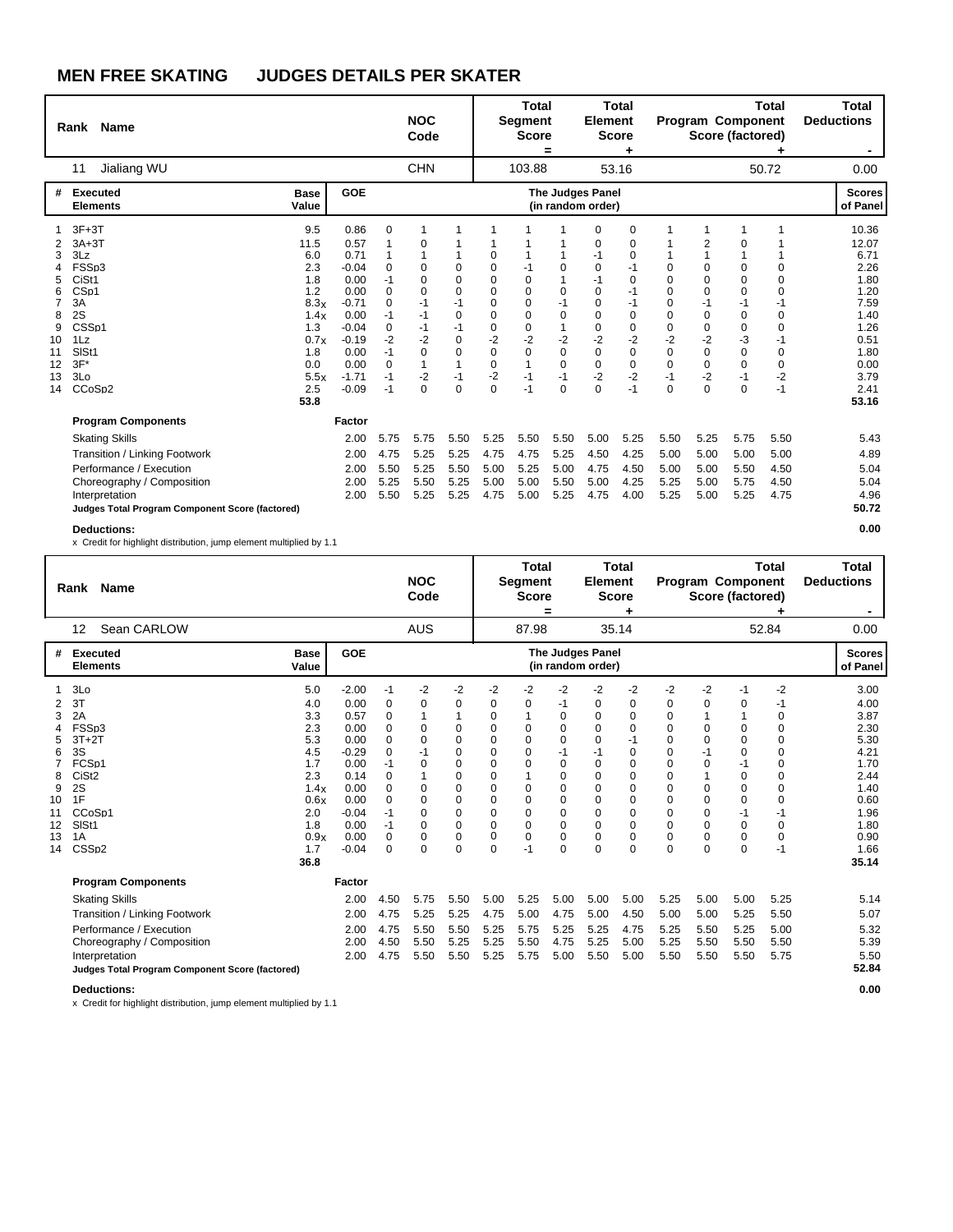# MEN FREE SKATING JUDGES DETAILS PER SKATER

| Rank | Name | NOC Code | Total Segment Score = | Total Element Score + | Total Program Component Score (factored) + | Total Deductions - |
|---|---|---|---|---|---|---|
| 11 | Jialiang WU | CHN | 103.88 | 53.16 | 50.72 | 0.00 |

| # | Executed Elements | Base Value | GOE | J1 | J2 | J3 | J4 | J5 | J6 | J7 | J8 | J9 | J10 | J11 | J12 | Scores of Panel |
|---|---|---|---|---|---|---|---|---|---|---|---|---|---|---|---|---|
| | | | | The Judges Panel (in random order) | | | | | | | | | | | | |
| 1 | 3F+3T | 9.5 | 0.86 | 0 | 1 | 1 | 1 | 1 | 1 | 0 | 0 | 1 | 1 | 1 | 1 | 10.36 |
| 2 | 3A+3T | 11.5 | 0.57 | 1 | 0 | 1 | 1 | 1 | 1 | 0 | 0 | 1 | 2 | 0 | 1 | 12.07 |
| 3 | 3Lz | 6.0 | 0.71 | 1 | 1 | 1 | 0 | 1 | 1 | -1 | 0 | 1 | 1 | 1 | 1 | 6.71 |
| 4 | FSSp3 | 2.3 | -0.04 | 0 | 0 | 0 | 0 | -1 | 0 | 0 | -1 | 0 | 0 | 0 | 0 | 2.26 |
| 5 | CiSt1 | 1.8 | 0.00 | -1 | 0 | 0 | 0 | 0 | 1 | -1 | 0 | 0 | 0 | 0 | 0 | 1.80 |
| 6 | CSp1 | 1.2 | 0.00 | 0 | 0 | 0 | 0 | 0 | 0 | 0 | -1 | 0 | 0 | 0 | 0 | 1.20 |
| 7 | 3A | 8.3x | -0.71 | 0 | -1 | -1 | 0 | 0 | -1 | 0 | -1 | 0 | -1 | -1 | -1 | 7.59 |
| 8 | 2S | 1.4x | 0.00 | -1 | -1 | 0 | 0 | 0 | 0 | 0 | 0 | 0 | 0 | 0 | 0 | 1.40 |
| 9 | CSSp1 | 1.3 | -0.04 | 0 | -1 | -1 | 0 | 0 | 1 | 0 | 0 | 0 | 0 | 0 | 0 | 1.26 |
| 10 | 1Lz | 0.7x | -0.19 | -2 | -2 | 0 | -2 | -2 | -2 | -2 | -2 | -2 | -2 | -3 | -1 | 0.51 |
| 11 | SlSt1 | 1.8 | 0.00 | -1 | 0 | 0 | 0 | 0 | 0 | 0 | 0 | 0 | 0 | 0 | 0 | 1.80 |
| 12 | 3F* | 0.0 | 0.00 | 0 | 1 | 1 | 0 | 1 | 0 | 0 | 0 | 0 | 0 | 0 | 0 | 0.00 |
| 13 | 3Lo | 5.5x | -1.71 | -1 | -2 | -1 | -2 | -1 | -1 | -2 | -2 | -1 | -2 | -1 | -2 | 3.79 |
| 14 | CCoSp2 | 2.5 | -0.09 | -1 | 0 | 0 | 0 | -1 | 0 | 0 | -1 | 0 | 0 | 0 | -1 | 2.41 |
| | | 53.8 | | | | | | | | | | | | | | 53.16 |

| Program Components | Factor | J1 | J2 | J3 | J4 | J5 | J6 | J7 | J8 | J9 | J10 | J11 | J12 | |
|---|---|---|---|---|---|---|---|---|---|---|---|---|---|---|
| Skating Skills | 2.00 | 5.75 | 5.75 | 5.50 | 5.25 | 5.50 | 5.50 | 5.00 | 5.25 | 5.50 | 5.25 | 5.75 | 5.50 | 5.43 |
| Transition / Linking Footwork | 2.00 | 4.75 | 5.25 | 5.25 | 4.75 | 4.75 | 5.25 | 4.50 | 4.25 | 5.00 | 5.00 | 5.00 | 5.00 | 4.89 |
| Performance / Execution | 2.00 | 5.50 | 5.25 | 5.50 | 5.00 | 5.25 | 5.00 | 4.75 | 4.50 | 5.00 | 5.00 | 5.50 | 4.50 | 5.04 |
| Choreography / Composition | 2.00 | 5.25 | 5.50 | 5.25 | 5.00 | 5.00 | 5.50 | 5.00 | 4.25 | 5.25 | 5.00 | 5.75 | 4.50 | 5.04 |
| Interpretation | 2.00 | 5.50 | 5.25 | 5.25 | 4.75 | 5.00 | 5.25 | 4.75 | 4.00 | 5.25 | 5.00 | 5.25 | 4.75 | 4.96 |
| **Judges Total Program Component Score (factored)** | | | | | | | | | | | | | | **50.72** |

**Deductions:** **0.00**

x Credit for highlight distribution, jump element multiplied by 1.1

| Rank | Name | NOC Code | Total Segment Score = | Total Element Score + | Total Program Component Score (factored) + | Total Deductions - |
|---|---|---|---|---|---|---|
| 12 | Sean CARLOW | AUS | 87.98 | 35.14 | 52.84 | 0.00 |

| # | Executed Elements | Base Value | GOE | J1 | J2 | J3 | J4 | J5 | J6 | J7 | J8 | J9 | J10 | J11 | J12 | Scores of Panel |
|---|---|---|---|---|---|---|---|---|---|---|---|---|---|---|---|---|
| | | | | The Judges Panel (in random order) | | | | | | | | | | | | |
| 1 | 3Lo | 5.0 | -2.00 | -1 | -2 | -2 | -2 | -2 | -2 | -2 | -2 | -2 | -2 | -1 | -2 | 3.00 |
| 2 | 3T | 4.0 | 0.00 | 0 | 0 | 0 | 0 | 0 | -1 | 0 | 0 | 0 | 0 | 0 | -1 | 4.00 |
| 3 | 2A | 3.3 | 0.57 | 0 | 1 | 1 | 0 | 1 | 0 | 0 | 0 | 0 | 1 | 1 | 0 | 3.87 |
| 4 | FSSp3 | 2.3 | 0.00 | 0 | 0 | 0 | 0 | 0 | 0 | 0 | 0 | 0 | 0 | 0 | 0 | 2.30 |
| 5 | 3T+2T | 5.3 | 0.00 | 0 | 0 | 0 | 0 | 0 | 0 | 0 | -1 | 0 | 0 | 0 | 0 | 5.30 |
| 6 | 3S | 4.5 | -0.29 | 0 | -1 | 0 | 0 | 0 | -1 | -1 | 0 | 0 | -1 | 0 | 0 | 4.21 |
| 7 | FCSp1 | 1.7 | 0.00 | -1 | 0 | 0 | 0 | 0 | 0 | 0 | 0 | 0 | 0 | -1 | 0 | 1.70 |
| 8 | CiSt2 | 2.3 | 0.14 | 0 | 1 | 0 | 0 | 1 | 0 | 0 | 0 | 0 | 1 | 0 | 0 | 2.44 |
| 9 | 2S | 1.4x | 0.00 | 0 | 0 | 0 | 0 | 0 | 0 | 0 | 0 | 0 | 0 | 0 | 0 | 1.40 |
| 10 | 1F | 0.6x | 0.00 | 0 | 0 | 0 | 0 | 0 | 0 | 0 | 0 | 0 | 0 | 0 | 0 | 0.60 |
| 11 | CCoSp1 | 2.0 | -0.04 | -1 | 0 | 0 | 0 | 0 | 0 | 0 | 0 | 0 | 0 | -1 | -1 | 1.96 |
| 12 | SlSt1 | 1.8 | 0.00 | -1 | 0 | 0 | 0 | 0 | 0 | 0 | 0 | 0 | 0 | 0 | 0 | 1.80 |
| 13 | 1A | 0.9x | 0.00 | 0 | 0 | 0 | 0 | 0 | 0 | 0 | 0 | 0 | 0 | 0 | 0 | 0.90 |
| 14 | CSSp2 | 1.7 | -0.04 | 0 | 0 | 0 | 0 | -1 | 0 | 0 | 0 | 0 | 0 | 0 | -1 | 1.66 |
| | | 36.8 | | | | | | | | | | | | | | 35.14 |

| Program Components | Factor | J1 | J2 | J3 | J4 | J5 | J6 | J7 | J8 | J9 | J10 | J11 | J12 | |
|---|---|---|---|---|---|---|---|---|---|---|---|---|---|---|
| Skating Skills | 2.00 | 4.50 | 5.75 | 5.50 | 5.00 | 5.25 | 5.00 | 5.00 | 5.00 | 5.25 | 5.00 | 5.00 | 5.25 | 5.14 |
| Transition / Linking Footwork | 2.00 | 4.75 | 5.25 | 5.25 | 4.75 | 5.00 | 4.75 | 5.00 | 4.50 | 5.00 | 5.00 | 5.25 | 5.50 | 5.07 |
| Performance / Execution | 2.00 | 4.75 | 5.50 | 5.50 | 5.25 | 5.75 | 5.25 | 5.25 | 4.75 | 5.25 | 5.50 | 5.25 | 5.00 | 5.32 |
| Choreography / Composition | 2.00 | 4.50 | 5.50 | 5.25 | 5.25 | 5.50 | 4.75 | 5.25 | 5.00 | 5.25 | 5.50 | 5.50 | 5.50 | 5.39 |
| Interpretation | 2.00 | 4.75 | 5.50 | 5.50 | 5.25 | 5.75 | 5.00 | 5.50 | 5.00 | 5.50 | 5.50 | 5.50 | 5.75 | 5.50 |
| **Judges Total Program Component Score (factored)** | | | | | | | | | | | | | | **52.84** |

**Deductions:** **0.00**

x Credit for highlight distribution, jump element multiplied by 1.1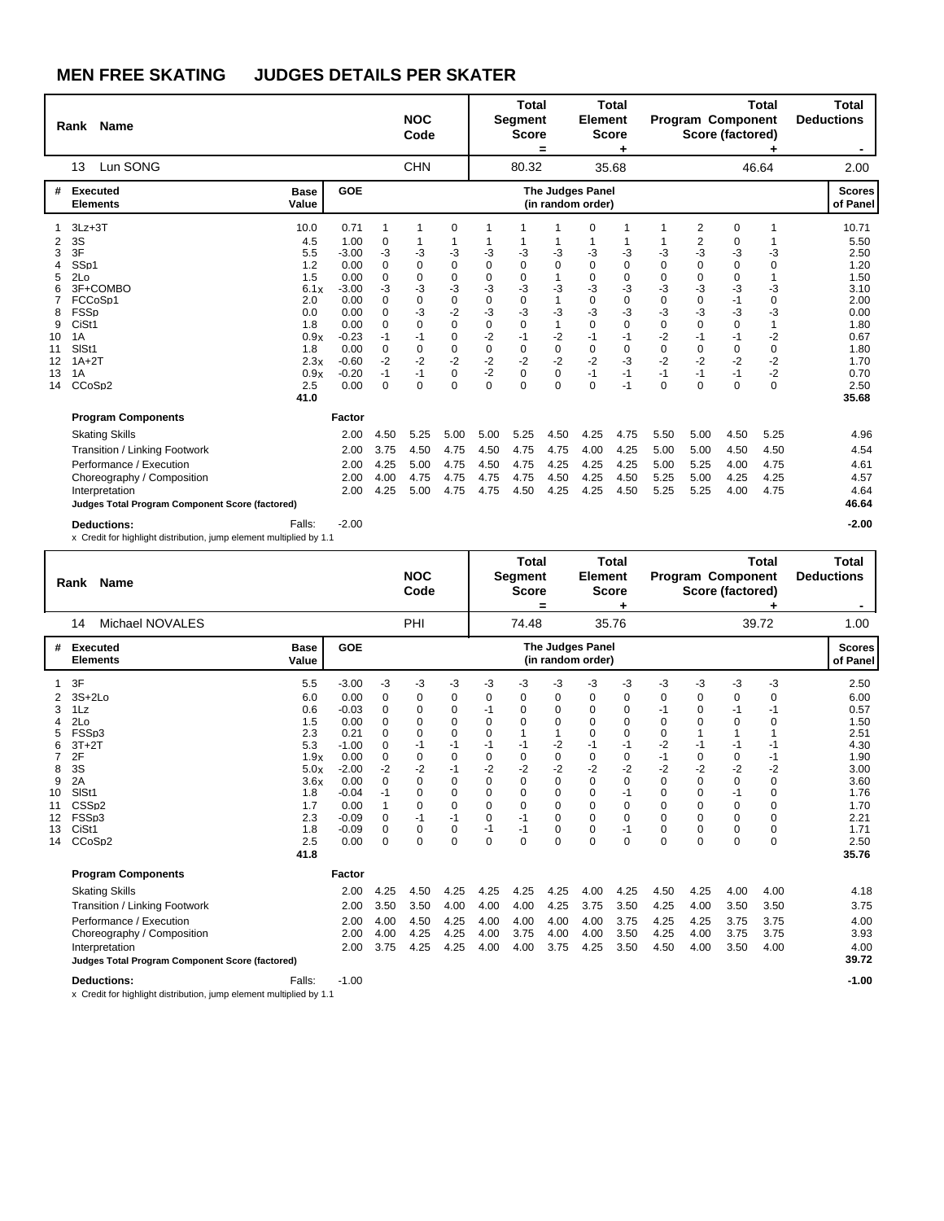# MEN FREE SKATING JUDGES DETAILS PER SKATER

| Rank | Name | NOC Code | Total Segment Score = | Total Element Score + | Total Program Component Score (factored) + | Total Deductions - |
|---|---|---|---|---|---|---|
| 13 | Lun SONG | CHN | 80.32 | 35.68 | 46.64 | 2.00 |

| # | Executed Elements | Base Value | GOE | The Judges Panel (in random order) | | | | | | | | | | | | Scores of Panel |
|---|---|---|---|---|---|---|---|---|---|---|---|---|---|---|---|---|
| 1 | 3Lz+3T | 10.0 | 0.71 | 1 | 1 | 0 | 1 | 1 | 1 | 0 | 1 | 1 | 2 | 0 | 1 | 10.71 |
| 2 | 3S | 4.5 | 1.00 | 0 | 1 | 1 | 1 | 1 | 1 | 1 | 1 | 1 | 2 | 0 | 1 | 5.50 |
| 3 | 3F | 5.5 | -3.00 | -3 | -3 | -3 | -3 | -3 | -3 | -3 | -3 | -3 | -3 | -3 | -3 | 2.50 |
| 4 | SSp1 | 1.2 | 0.00 | 0 | 0 | 0 | 0 | 0 | 0 | 0 | 0 | 0 | 0 | 0 | 0 | 1.20 |
| 5 | 2Lo | 1.5 | 0.00 | 0 | 0 | 0 | 0 | 0 | 1 | 0 | 0 | 0 | 0 | 0 | 1 | 1.50 |
| 6 | 3F+COMBO | 6.1x | -3.00 | -3 | -3 | -3 | -3 | -3 | -3 | -3 | -3 | -3 | -3 | -3 | -3 | 3.10 |
| 7 | FCCoSp1 | 2.0 | 0.00 | 0 | 0 | 0 | 0 | 0 | 1 | 0 | 0 | 0 | 0 | -1 | 0 | 2.00 |
| 8 | FSSp | 0.0 | 0.00 | 0 | -3 | -2 | -3 | -3 | -3 | -3 | -3 | -3 | -3 | -3 | -3 | 0.00 |
| 9 | CiSt1 | 1.8 | 0.00 | 0 | 0 | 0 | 0 | 0 | 1 | 0 | 0 | 0 | 0 | 0 | 1 | 1.80 |
| 10 | 1A | 0.9x | -0.23 | -1 | -1 | 0 | -2 | -1 | -2 | -1 | -1 | -2 | -1 | -1 | -2 | 0.67 |
| 11 | SlSt1 | 1.8 | 0.00 | 0 | 0 | 0 | 0 | 0 | 0 | 0 | 0 | 0 | 0 | 0 | 0 | 1.80 |
| 12 | 1A+2T | 2.3x | -0.60 | -2 | -2 | -2 | -2 | -2 | -2 | -2 | -3 | -2 | -2 | -2 | -2 | 1.70 |
| 13 | 1A | 0.9x | -0.20 | -1 | -1 | 0 | -2 | 0 | 0 | -1 | -1 | -1 | -1 | -1 | -2 | 0.70 |
| 14 | CCoSp2 | 2.5 | 0.00 | 0 | 0 | 0 | 0 | 0 | 0 | 0 | -1 | 0 | 0 | 0 | 0 | 2.50 |
| | | 41.0 | | | | | | | | | | | | | | 35.68 |

| Program Components | Factor | | | | | | | | | | | | | |
|---|---|---|---|---|---|---|---|---|---|---|---|---|---|---|
| Skating Skills | 2.00 | 4.50 | 5.25 | 5.00 | 5.00 | 5.25 | 4.50 | 4.25 | 4.75 | 5.50 | 5.00 | 4.50 | 5.25 | 4.96 |
| Transition / Linking Footwork | 2.00 | 3.75 | 4.50 | 4.75 | 4.50 | 4.75 | 4.75 | 4.00 | 4.25 | 5.00 | 5.00 | 4.50 | 4.50 | 4.54 |
| Performance / Execution | 2.00 | 4.25 | 5.00 | 4.75 | 4.50 | 4.75 | 4.25 | 4.25 | 4.25 | 5.00 | 5.25 | 4.00 | 4.75 | 4.61 |
| Choreography / Composition | 2.00 | 4.00 | 4.75 | 4.75 | 4.75 | 4.75 | 4.50 | 4.25 | 4.50 | 5.25 | 5.00 | 4.25 | 4.25 | 4.57 |
| Interpretation | 2.00 | 4.25 | 5.00 | 4.75 | 4.75 | 4.50 | 4.25 | 4.25 | 4.50 | 5.25 | 5.25 | 4.00 | 4.75 | 4.64 |
| **Judges Total Program Component Score (factored)** | | | | | | | | | | | | | | **46.64** |

**Deductions:** Falls: -2.00 **-2.00**

x Credit for highlight distribution, jump element multiplied by 1.1

| Rank | Name | NOC Code | Total Segment Score = | Total Element Score + | Total Program Component Score (factored) + | Total Deductions - |
|---|---|---|---|---|---|---|
| 14 | Michael NOVALES | PHI | 74.48 | 35.76 | 39.72 | 1.00 |

| # | Executed Elements | Base Value | GOE | The Judges Panel (in random order) | | | | | | | | | | | | Scores of Panel |
|---|---|---|---|---|---|---|---|---|---|---|---|---|---|---|---|---|
| 1 | 3F | 5.5 | -3.00 | -3 | -3 | -3 | -3 | -3 | -3 | -3 | -3 | -3 | -3 | -3 | -3 | 2.50 |
| 2 | 3S+2Lo | 6.0 | 0.00 | 0 | 0 | 0 | 0 | 0 | 0 | 0 | 0 | 0 | 0 | 0 | 0 | 6.00 |
| 3 | 1Lz | 0.6 | -0.03 | 0 | 0 | 0 | -1 | 0 | 0 | 0 | 0 | -1 | 0 | -1 | -1 | 0.57 |
| 4 | 2Lo | 1.5 | 0.00 | 0 | 0 | 0 | 0 | 0 | 0 | 0 | 0 | 0 | 0 | 0 | 0 | 1.50 |
| 5 | FSSp3 | 2.3 | 0.21 | 0 | 0 | 0 | 0 | 1 | 1 | 0 | 0 | 0 | 1 | 1 | 1 | 2.51 |
| 6 | 3T+2T | 5.3 | -1.00 | 0 | -1 | -1 | -1 | -1 | -2 | -1 | -1 | -2 | -1 | -1 | -1 | 4.30 |
| 7 | 2F | 1.9x | 0.00 | 0 | 0 | 0 | 0 | 0 | 0 | 0 | 0 | -1 | 0 | 0 | -1 | 1.90 |
| 8 | 3S | 5.0x | -2.00 | -2 | -2 | -1 | -2 | -2 | -2 | -2 | -2 | -2 | -2 | -2 | -2 | 3.00 |
| 9 | 2A | 3.6x | 0.00 | 0 | 0 | 0 | 0 | 0 | 0 | 0 | 0 | 0 | 0 | 0 | 0 | 3.60 |
| 10 | SlSt1 | 1.8 | -0.04 | -1 | 0 | 0 | 0 | 0 | 0 | 0 | -1 | 0 | 0 | -1 | 0 | 1.76 |
| 11 | CSSp2 | 1.7 | 0.00 | 1 | 0 | 0 | 0 | 0 | 0 | 0 | 0 | 0 | 0 | 0 | 0 | 1.70 |
| 12 | FSSp3 | 2.3 | -0.09 | 0 | -1 | -1 | 0 | -1 | 0 | 0 | 0 | 0 | 0 | 0 | 0 | 2.21 |
| 13 | CiSt1 | 1.8 | -0.09 | 0 | 0 | 0 | -1 | -1 | 0 | 0 | -1 | 0 | 0 | 0 | 0 | 1.71 |
| 14 | CCoSp2 | 2.5 | 0.00 | 0 | 0 | 0 | 0 | 0 | 0 | 0 | 0 | 0 | 0 | 0 | 0 | 2.50 |
| | | 41.8 | | | | | | | | | | | | | | 35.76 |

| Program Components | Factor | | | | | | | | | | | | | |
|---|---|---|---|---|---|---|---|---|---|---|---|---|---|---|
| Skating Skills | 2.00 | 4.25 | 4.50 | 4.25 | 4.25 | 4.25 | 4.25 | 4.00 | 4.25 | 4.50 | 4.25 | 4.00 | 4.00 | 4.18 |
| Transition / Linking Footwork | 2.00 | 3.50 | 3.50 | 4.00 | 4.00 | 4.00 | 4.25 | 3.75 | 3.50 | 4.25 | 4.00 | 3.50 | 3.50 | 3.75 |
| Performance / Execution | 2.00 | 4.00 | 4.50 | 4.25 | 4.00 | 4.00 | 4.00 | 4.00 | 3.75 | 4.25 | 4.25 | 3.75 | 3.75 | 4.00 |
| Choreography / Composition | 2.00 | 4.00 | 4.25 | 4.25 | 4.00 | 3.75 | 4.00 | 4.00 | 3.50 | 4.25 | 4.00 | 3.75 | 3.75 | 3.93 |
| Interpretation | 2.00 | 3.75 | 4.25 | 4.25 | 4.00 | 4.00 | 3.75 | 4.25 | 3.50 | 4.50 | 4.00 | 3.50 | 4.00 | 4.00 |
| **Judges Total Program Component Score (factored)** | | | | | | | | | | | | | | **39.72** |

**Deductions:** Falls: -1.00 **-1.00**

x Credit for highlight distribution, jump element multiplied by 1.1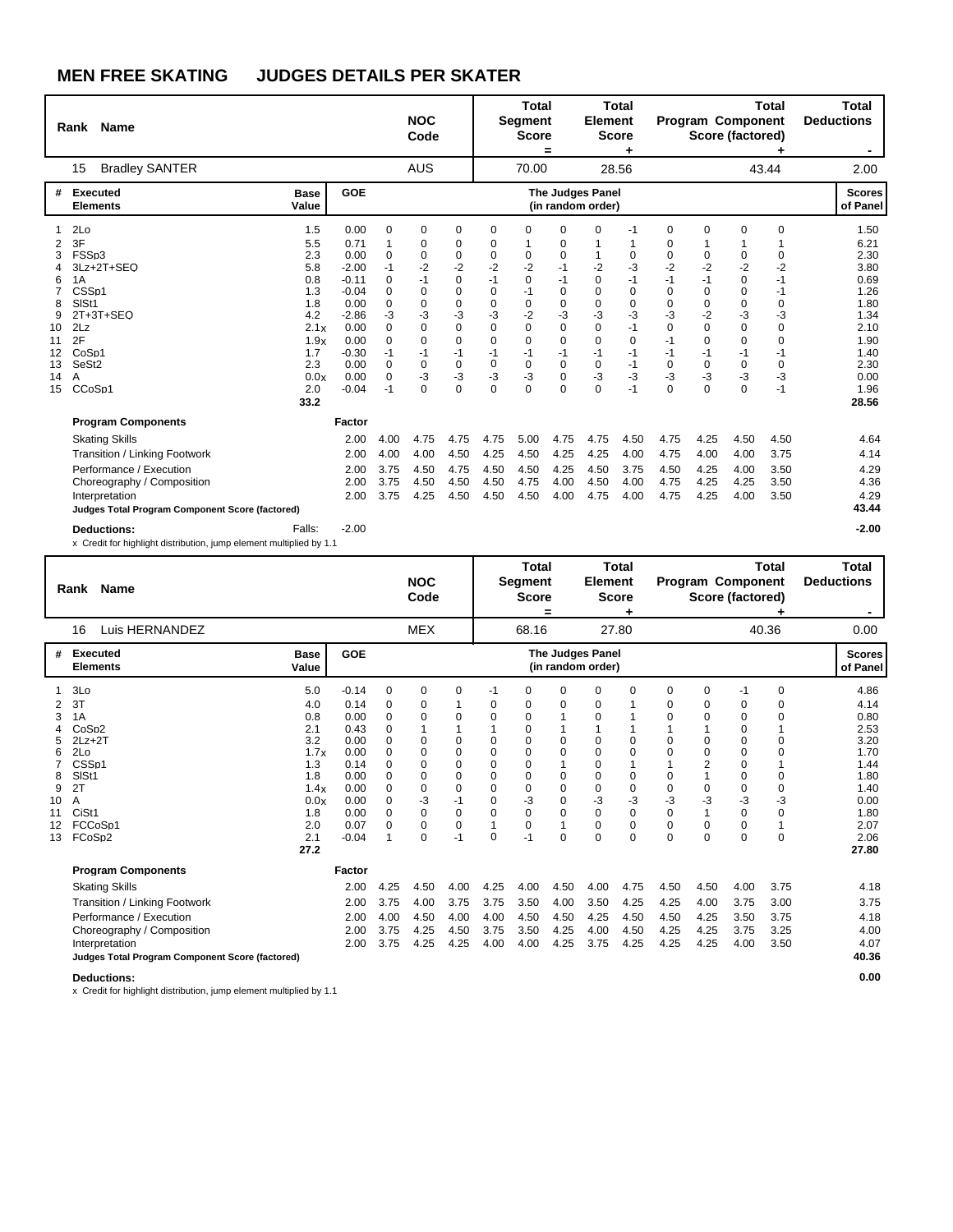# MEN FREE SKATING JUDGES DETAILS PER SKATER

| Rank | Name | NOC Code | Total Segment Score = | Total Element Score + | Total Program Component Score (factored) + | Total Deductions - |
|---|---|---|---|---|---|---|
| 15 | Bradley SANTER | AUS | 70.00 | 28.56 | 43.44 | 2.00 |

| # | Executed Elements | Base Value | GOE | J1 | J2 | J3 | J4 | J5 | J6 | J7 | J8 | J9 | J10 | J11 | J12 | Scores of Panel |
|---|---|---|---|---|---|---|---|---|---|---|---|---|---|---|---|---|
| 1 | 2Lo | 1.5 | 0.00 | 0 | 0 | 0 | 0 | 0 | 0 | 0 | -1 | 0 | 0 | 0 | 0 | 1.50 |
| 2 | 3F | 5.5 | 0.71 | 1 | 0 | 0 | 0 | 1 | 0 | 1 | 1 | 0 | 1 | 1 | 1 | 6.21 |
| 3 | FSSp3 | 2.3 | 0.00 | 0 | 0 | 0 | 0 | 0 | 0 | 1 | 0 | 0 | 0 | 0 | 0 | 2.30 |
| 4 | 3Lz+2T+SEQ | 5.8 | -2.00 | -1 | -2 | -2 | -2 | -2 | -1 | -2 | -3 | -2 | -2 | -2 | -2 | 3.80 |
| 6 | 1A | 0.8 | -0.11 | 0 | -1 | 0 | -1 | 0 | -1 | 0 | -1 | -1 | -1 | 0 | -1 | 0.69 |
| 7 | CSSp1 | 1.3 | -0.04 | 0 | 0 | 0 | 0 | -1 | 0 | 0 | 0 | 0 | 0 | 0 | -1 | 1.26 |
| 8 | SlSt1 | 1.8 | 0.00 | 0 | 0 | 0 | 0 | 0 | 0 | 0 | 0 | 0 | 0 | 0 | 0 | 1.80 |
| 9 | 2T+3T+SEQ | 4.2 | -2.86 | -3 | -3 | -3 | -3 | -2 | -3 | -3 | -3 | -3 | -2 | -3 | -3 | 1.34 |
| 10 | 2Lz | 2.1x | 0.00 | 0 | 0 | 0 | 0 | 0 | 0 | 0 | -1 | 0 | 0 | 0 | 0 | 2.10 |
| 11 | 2F | 1.9x | 0.00 | 0 | 0 | 0 | 0 | 0 | 0 | 0 | 0 | -1 | 0 | 0 | 0 | 1.90 |
| 12 | CoSp1 | 1.7 | -0.30 | -1 | -1 | -1 | -1 | -1 | -1 | -1 | -1 | -1 | -1 | -1 | -1 | 1.40 |
| 13 | SeSt2 | 2.3 | 0.00 | 0 | 0 | 0 | 0 | 0 | 0 | 0 | -1 | 0 | 0 | 0 | 0 | 2.30 |
| 14 | A | 0.0x | 0.00 | 0 | -3 | -3 | -3 | -3 | 0 | -3 | -3 | -3 | -3 | -3 | -3 | 0.00 |
| 15 | CCoSp1 | 2.0 | -0.04 | -1 | 0 | 0 | 0 | 0 | 0 | 0 | -1 | 0 | 0 | 0 | -1 | 1.96 |
| | | 33.2 | | | | | | | | | | | | | | 28.56 |

| Program Components | Factor | J1 | J2 | J3 | J4 | J5 | J6 | J7 | J8 | J9 | J10 | J11 | J12 | |
|---|---|---|---|---|---|---|---|---|---|---|---|---|---|---|
| Skating Skills | 2.00 | 4.00 | 4.75 | 4.75 | 4.75 | 5.00 | 4.75 | 4.75 | 4.50 | 4.75 | 4.25 | 4.50 | 4.50 | 4.64 |
| Transition / Linking Footwork | 2.00 | 4.00 | 4.00 | 4.50 | 4.25 | 4.50 | 4.25 | 4.25 | 4.00 | 4.75 | 4.00 | 4.00 | 3.75 | 4.14 |
| Performance / Execution | 2.00 | 3.75 | 4.50 | 4.75 | 4.50 | 4.50 | 4.25 | 4.50 | 3.75 | 4.50 | 4.25 | 4.00 | 3.50 | 4.29 |
| Choreography / Composition | 2.00 | 3.75 | 4.50 | 4.50 | 4.50 | 4.75 | 4.00 | 4.50 | 4.00 | 4.75 | 4.25 | 4.25 | 3.50 | 4.36 |
| Interpretation | 2.00 | 3.75 | 4.25 | 4.50 | 4.50 | 4.50 | 4.00 | 4.75 | 4.00 | 4.75 | 4.25 | 4.00 | 3.50 | 4.29 |
| **Judges Total Program Component Score (factored)** | | | | | | | | | | | | | | **43.44** |

**Deductions:** Falls: -2.00 **-2.00**

x Credit for highlight distribution, jump element multiplied by 1.1

| Rank | Name | NOC Code | Total Segment Score = | Total Element Score + | Total Program Component Score (factored) + | Total Deductions - |
|---|---|---|---|---|---|---|
| 16 | Luis HERNANDEZ | MEX | 68.16 | 27.80 | 40.36 | 0.00 |

| # | Executed Elements | Base Value | GOE | J1 | J2 | J3 | J4 | J5 | J6 | J7 | J8 | J9 | J10 | J11 | J12 | Scores of Panel |
|---|---|---|---|---|---|---|---|---|---|---|---|---|---|---|---|---|
| 1 | 3Lo | 5.0 | -0.14 | 0 | 0 | 0 | -1 | 0 | 0 | 0 | 0 | 0 | 0 | -1 | 0 | 4.86 |
| 2 | 3T | 4.0 | 0.14 | 0 | 0 | 1 | 0 | 0 | 0 | 0 | 1 | 0 | 0 | 0 | 0 | 4.14 |
| 3 | 1A | 0.8 | 0.00 | 0 | 0 | 0 | 0 | 0 | 1 | 0 | 1 | 0 | 0 | 0 | 0 | 0.80 |
| 4 | CoSp2 | 2.1 | 0.43 | 0 | 1 | 1 | 1 | 0 | 1 | 1 | 1 | 1 | 1 | 0 | 1 | 2.53 |
| 5 | 2Lz+2T | 3.2 | 0.00 | 0 | 0 | 0 | 0 | 0 | 0 | 0 | 0 | 0 | 0 | 0 | 0 | 3.20 |
| 6 | 2Lo | 1.7x | 0.00 | 0 | 0 | 0 | 0 | 0 | 0 | 0 | 0 | 0 | 0 | 0 | 0 | 1.70 |
| 7 | CSSp1 | 1.3 | 0.14 | 0 | 0 | 0 | 0 | 0 | 1 | 0 | 1 | 1 | 2 | 0 | 1 | 1.44 |
| 8 | SlSt1 | 1.8 | 0.00 | 0 | 0 | 0 | 0 | 0 | 0 | 0 | 0 | 0 | 1 | 0 | 0 | 1.80 |
| 9 | 2T | 1.4x | 0.00 | 0 | 0 | 0 | 0 | 0 | 0 | 0 | 0 | 0 | 0 | 0 | 0 | 1.40 |
| 10 | A | 0.0x | 0.00 | 0 | -3 | -1 | 0 | -3 | 0 | -3 | -3 | -3 | -3 | -3 | -3 | 0.00 |
| 11 | CiSt1 | 1.8 | 0.00 | 0 | 0 | 0 | 0 | 0 | 0 | 0 | 0 | 0 | 1 | 0 | 0 | 1.80 |
| 12 | FCCoSp1 | 2.0 | 0.07 | 0 | 0 | 0 | 1 | 0 | 1 | 0 | 0 | 0 | 0 | 0 | 1 | 2.07 |
| 13 | FCoSp2 | 2.1 | -0.04 | 1 | 0 | -1 | 0 | -1 | 0 | 0 | 0 | 0 | 0 | 0 | 0 | 2.06 |
| | | 27.2 | | | | | | | | | | | | | | 27.80 |

| Program Components | Factor | J1 | J2 | J3 | J4 | J5 | J6 | J7 | J8 | J9 | J10 | J11 | J12 | |
|---|---|---|---|---|---|---|---|---|---|---|---|---|---|---|
| Skating Skills | 2.00 | 4.25 | 4.50 | 4.00 | 4.25 | 4.00 | 4.50 | 4.00 | 4.75 | 4.50 | 4.50 | 4.00 | 3.75 | 4.18 |
| Transition / Linking Footwork | 2.00 | 3.75 | 4.00 | 3.75 | 3.75 | 3.50 | 4.00 | 3.50 | 4.25 | 4.25 | 4.00 | 3.75 | 3.00 | 3.75 |
| Performance / Execution | 2.00 | 4.00 | 4.50 | 4.00 | 4.00 | 4.50 | 4.50 | 4.25 | 4.50 | 4.50 | 4.25 | 3.50 | 3.75 | 4.18 |
| Choreography / Composition | 2.00 | 3.75 | 4.25 | 4.50 | 3.75 | 3.50 | 4.25 | 4.00 | 4.50 | 4.25 | 4.25 | 3.75 | 3.25 | 4.00 |
| Interpretation | 2.00 | 3.75 | 4.25 | 4.25 | 4.00 | 4.00 | 4.25 | 3.75 | 4.25 | 4.25 | 4.25 | 4.00 | 3.50 | 4.07 |
| **Judges Total Program Component Score (factored)** | | | | | | | | | | | | | | **40.36** |

**Deductions:** **0.00**

x Credit for highlight distribution, jump element multiplied by 1.1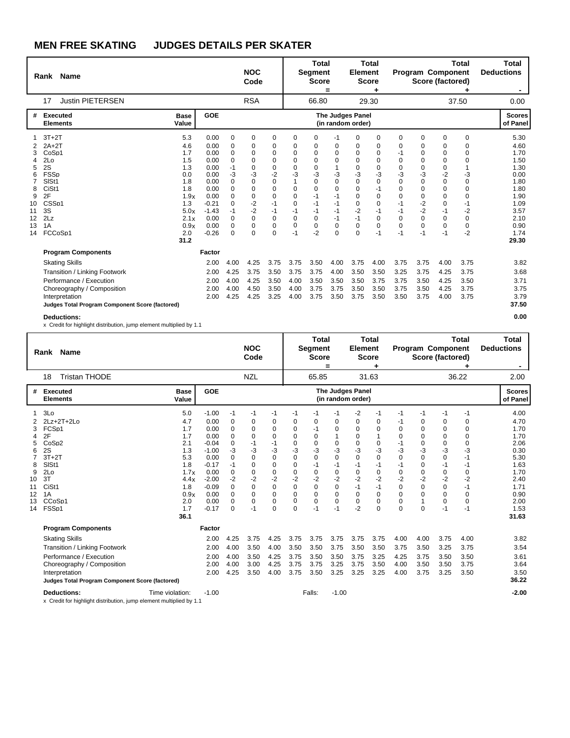# MEN FREE SKATING JUDGES DETAILS PER SKATER

| Rank | Name | NOC Code | Total Segment Score = | Total Element Score + | Total Program Component Score (factored) + | Total Deductions - |
|---|---|---|---|---|---|---|
| 17 | Justin PIETERSEN | RSA | 66.80 | 29.30 | 37.50 | 0.00 |

| # | Executed Elements | Base Value | GOE | J1 | J2 | J3 | J4 | J5 | J6 | J7 | J8 | J9 | J10 | J11 | J12 | Scores of Panel |
|---|---|---|---|---|---|---|---|---|---|---|---|---|---|---|---|---|
| 1 | 3T+2T | 5.3 | 0.00 | 0 | 0 | 0 | 0 | 0 | -1 | 0 | 0 | 0 | 0 | 0 | 0 | 5.30 |
| 2 | 2A+2T | 4.6 | 0.00 | 0 | 0 | 0 | 0 | 0 | 0 | 0 | 0 | 0 | 0 | 0 | 0 | 4.60 |
| 3 | CoSp1 | 1.7 | 0.00 | 0 | 0 | 0 | 0 | 0 | 0 | 0 | 0 | -1 | 0 | 0 | 0 | 1.70 |
| 4 | 2Lo | 1.5 | 0.00 | 0 | 0 | 0 | 0 | 0 | 0 | 0 | 0 | 0 | 0 | 0 | 0 | 1.50 |
| 5 | 2S | 1.3 | 0.00 | -1 | 0 | 0 | 0 | 0 | 1 | 0 | 0 | 0 | 0 | 0 | 1 | 1.30 |
| 6 | FSSp | 0.0 | 0.00 | -3 | -3 | -2 | -3 | -3 | -3 | -3 | -3 | -3 | -3 | -2 | -3 | 0.00 |
| 7 | SlSt1 | 1.8 | 0.00 | 0 | 0 | 0 | 1 | 0 | 0 | 0 | 0 | 0 | 0 | 0 | 0 | 1.80 |
| 8 | CiSt1 | 1.8 | 0.00 | 0 | 0 | 0 | 0 | 0 | 0 | 0 | -1 | 0 | 0 | 0 | 0 | 1.80 |
| 9 | 2F | 1.9x | 0.00 | 0 | 0 | 0 | 0 | -1 | -1 | 0 | 0 | 0 | 0 | 0 | 0 | 1.90 |
| 10 | CSSp1 | 1.3 | -0.21 | 0 | -2 | -1 | 0 | -1 | -1 | 0 | 0 | -1 | -2 | 0 | -1 | 1.09 |
| 11 | 3S | 5.0x | -1.43 | -1 | -2 | -1 | -1 | -1 | -1 | -2 | -1 | -1 | -2 | -1 | -2 | 3.57 |
| 12 | 2Lz | 2.1x | 0.00 | 0 | 0 | 0 | 0 | 0 | -1 | -1 | 0 | 0 | 0 | 0 | 0 | 2.10 |
| 13 | 1A | 0.9x | 0.00 | 0 | 0 | 0 | 0 | 0 | 0 | 0 | 0 | 0 | 0 | 0 | 0 | 0.90 |
| 14 | FCCoSp1 | 2.0 | -0.26 | 0 | 0 | 0 | -1 | -2 | 0 | 0 | -1 | -1 | -1 | -1 | -2 | 1.74 |
| | | 31.2 | | | | | | | | | | | | | | 29.30 |

| Program Components | Factor | J1 | J2 | J3 | J4 | J5 | J6 | J7 | J8 | J9 | J10 | J11 | J12 | |
|---|---|---|---|---|---|---|---|---|---|---|---|---|---|---|
| Skating Skills | 2.00 | 4.00 | 4.25 | 3.75 | 3.75 | 3.50 | 4.00 | 3.75 | 4.00 | 3.75 | 3.75 | 4.00 | 3.75 | 3.82 |
| Transition / Linking Footwork | 2.00 | 4.25 | 3.75 | 3.50 | 3.75 | 3.75 | 4.00 | 3.50 | 3.50 | 3.25 | 3.75 | 4.25 | 3.75 | 3.68 |
| Performance / Execution | 2.00 | 4.00 | 4.25 | 3.50 | 4.00 | 3.50 | 3.50 | 3.50 | 3.75 | 3.75 | 3.50 | 4.25 | 3.50 | 3.71 |
| Choreography / Composition | 2.00 | 4.00 | 4.50 | 3.50 | 4.00 | 3.75 | 3.75 | 3.50 | 3.50 | 3.75 | 3.50 | 4.25 | 3.75 | 3.75 |
| Interpretation | 2.00 | 4.25 | 4.25 | 3.25 | 4.00 | 3.75 | 3.50 | 3.75 | 3.50 | 3.50 | 3.75 | 4.00 | 3.75 | 3.79 |
| Judges Total Program Component Score (factored) | | | | | | | | | | | | | | 37.50 |

**Deductions:** 0.00

x Credit for highlight distribution, jump element multiplied by 1.1

| Rank | Name | NOC Code | Total Segment Score = | Total Element Score + | Total Program Component Score (factored) + | Total Deductions - |
|---|---|---|---|---|---|---|
| 18 | Tristan THODE | NZL | 65.85 | 31.63 | 36.22 | 2.00 |

| # | Executed Elements | Base Value | GOE | J1 | J2 | J3 | J4 | J5 | J6 | J7 | J8 | J9 | J10 | J11 | J12 | Scores of Panel |
|---|---|---|---|---|---|---|---|---|---|---|---|---|---|---|---|---|
| 1 | 3Lo | 5.0 | -1.00 | -1 | -1 | -1 | -1 | -1 | -1 | -2 | -1 | -1 | -1 | -1 | -1 | 4.00 |
| 2 | 2Lz+2T+2Lo | 4.7 | 0.00 | 0 | 0 | 0 | 0 | 0 | 0 | 0 | 0 | -1 | 0 | 0 | 0 | 4.70 |
| 3 | FCSp1 | 1.7 | 0.00 | 0 | 0 | 0 | 0 | -1 | 0 | 0 | 0 | 0 | 0 | 0 | 0 | 1.70 |
| 4 | 2F | 1.7 | 0.00 | 0 | 0 | 0 | 0 | 0 | 1 | 0 | 1 | 0 | 0 | 0 | 0 | 1.70 |
| 5 | CoSp2 | 2.1 | -0.04 | 0 | -1 | -1 | 0 | 0 | 0 | 0 | 0 | -1 | 0 | 0 | 0 | 2.06 |
| 6 | 2S | 1.3 | -1.00 | -3 | -3 | -3 | -3 | -3 | -3 | -3 | -3 | -3 | -3 | -3 | -3 | 0.30 |
| 7 | 3T+2T | 5.3 | 0.00 | 0 | 0 | 0 | 0 | 0 | 0 | 0 | 0 | 0 | 0 | 0 | -1 | 5.30 |
| 8 | SlSt1 | 1.8 | -0.17 | -1 | 0 | 0 | 0 | -1 | -1 | -1 | -1 | -1 | 0 | -1 | -1 | 1.63 |
| 9 | 2Lo | 1.7x | 0.00 | 0 | 0 | 0 | 0 | 0 | 0 | 0 | 0 | 0 | 0 | 0 | 0 | 1.70 |
| 10 | 3T | 4.4x | -2.00 | -2 | -2 | -2 | -2 | -2 | -2 | -2 | -2 | -2 | -2 | -2 | -2 | 2.40 |
| 11 | CiSt1 | 1.8 | -0.09 | 0 | 0 | 0 | 0 | 0 | 0 | -1 | -1 | 0 | 0 | 0 | -1 | 1.71 |
| 12 | 1A | 0.9x | 0.00 | 0 | 0 | 0 | 0 | 0 | 0 | 0 | 0 | 0 | 0 | 0 | 0 | 0.90 |
| 13 | CCoSp1 | 2.0 | 0.00 | 0 | 0 | 0 | 0 | 0 | 0 | 0 | 0 | 0 | 1 | 0 | 0 | 2.00 |
| 14 | FSSp1 | 1.7 | -0.17 | 0 | -1 | 0 | 0 | -1 | -1 | -2 | 0 | 0 | 0 | -1 | -1 | 1.53 |
| | | 36.1 | | | | | | | | | | | | | | 31.63 |

| Program Components | Factor | J1 | J2 | J3 | J4 | J5 | J6 | J7 | J8 | J9 | J10 | J11 | J12 | |
|---|---|---|---|---|---|---|---|---|---|---|---|---|---|---|
| Skating Skills | 2.00 | 4.25 | 3.75 | 4.25 | 3.75 | 3.75 | 3.75 | 3.75 | 3.75 | 4.00 | 4.00 | 3.75 | 4.00 | 3.82 |
| Transition / Linking Footwork | 2.00 | 4.00 | 3.50 | 4.00 | 3.50 | 3.50 | 3.75 | 3.50 | 3.50 | 3.75 | 3.50 | 3.25 | 3.75 | 3.54 |
| Performance / Execution | 2.00 | 4.00 | 3.50 | 4.25 | 3.75 | 3.50 | 3.50 | 3.75 | 3.25 | 4.25 | 3.75 | 3.50 | 3.50 | 3.61 |
| Choreography / Composition | 2.00 | 4.00 | 3.00 | 4.25 | 3.75 | 3.75 | 3.25 | 3.75 | 3.50 | 4.00 | 3.50 | 3.50 | 3.75 | 3.64 |
| Interpretation | 2.00 | 4.25 | 3.50 | 4.00 | 3.75 | 3.50 | 3.25 | 3.25 | 3.25 | 4.00 | 3.75 | 3.25 | 3.50 | 3.50 |
| Judges Total Program Component Score (factored) | | | | | | | | | | | | | | 36.22 |

**Deductions:** Time violation: -1.00 Falls: -1.00 **-2.00**

x Credit for highlight distribution, jump element multiplied by 1.1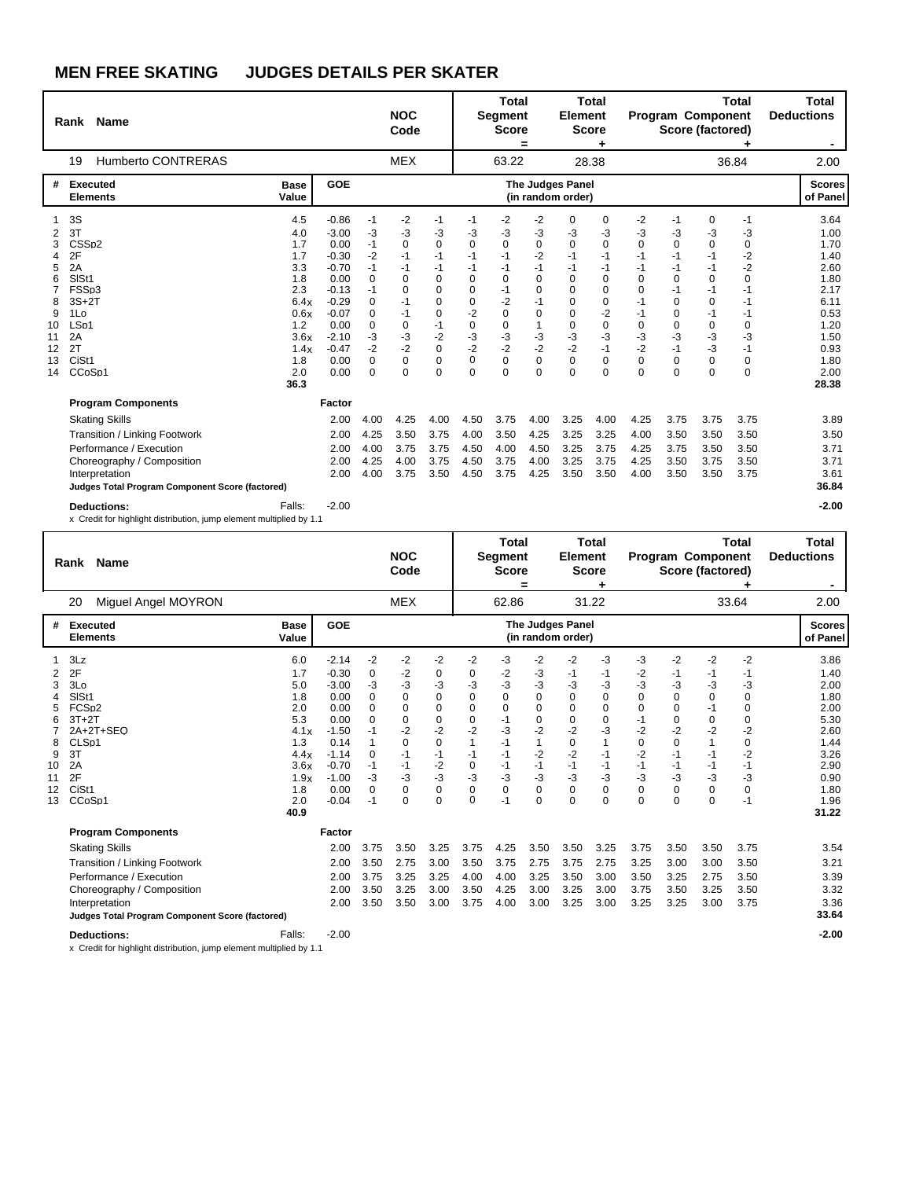# MEN FREE SKATING JUDGES DETAILS PER SKATER

| Rank | Name | NOC Code | Total Segment Score = | Total Element Score + | Total Program Component Score (factored) + | Total Deductions - |
|---|---|---|---|---|---|---|
| 19 | Humberto CONTRERAS | MEX | 63.22 | 28.38 | 36.84 | 2.00 |

| # | Executed Elements | Base Value | GOE | The Judges Panel (in random order) | | | | | | | | | | | | Scores of Panel |
|---|---|---|---|---|---|---|---|---|---|---|---|---|---|---|---|---|
| 1 | 3S | 4.5 | -0.86 | -1 | -2 | -1 | -1 | -2 | -2 | 0 | 0 | -2 | -1 | 0 | -1 | 3.64 |
| 2 | 3T | 4.0 | -3.00 | -3 | -3 | -3 | -3 | -3 | -3 | -3 | -3 | -3 | -3 | -3 | -3 | 1.00 |
| 3 | CSSp2 | 1.7 | 0.00 | -1 | 0 | 0 | 0 | 0 | 0 | 0 | 0 | 0 | 0 | 0 | 0 | 1.70 |
| 4 | 2F | 1.7 | -0.30 | -2 | -1 | -1 | -1 | -1 | -2 | -1 | -1 | -1 | -1 | -1 | -2 | 1.40 |
| 5 | 2A | 3.3 | -0.70 | -1 | -1 | -1 | -1 | -1 | -1 | -1 | -1 | -1 | -1 | -1 | -2 | 2.60 |
| 6 | SlSt1 | 1.8 | 0.00 | 0 | 0 | 0 | 0 | 0 | 0 | 0 | 0 | 0 | 0 | 0 | 0 | 1.80 |
| 7 | FSSp3 | 2.3 | -0.13 | -1 | 0 | 0 | 0 | -1 | 0 | 0 | 0 | 0 | -1 | -1 | -1 | 2.17 |
| 8 | 3S+2T | 6.4x | -0.29 | 0 | -1 | 0 | 0 | -2 | -1 | 0 | 0 | -1 | 0 | 0 | -1 | 6.11 |
| 9 | 1Lo | 0.6x | -0.07 | 0 | -1 | 0 | -2 | 0 | 0 | 0 | -2 | -1 | 0 | -1 | -1 | 0.53 |
| 10 | LSp1 | 1.2 | 0.00 | 0 | 0 | -1 | 0 | 0 | 1 | 0 | 0 | 0 | 0 | 0 | 0 | 1.20 |
| 11 | 2A | 3.6x | -2.10 | -3 | -3 | -2 | -3 | -3 | -3 | -3 | -3 | -3 | -3 | -3 | -3 | 1.50 |
| 12 | 2T | 1.4x | -0.47 | -2 | -2 | 0 | -2 | -2 | -2 | -2 | -1 | -2 | -1 | -3 | -1 | 0.93 |
| 13 | CiSt1 | 1.8 | 0.00 | 0 | 0 | 0 | 0 | 0 | 0 | 0 | 0 | 0 | 0 | 0 | 0 | 1.80 |
| 14 | CCoSp1 | 2.0 | 0.00 | 0 | 0 | 0 | 0 | 0 | 0 | 0 | 0 | 0 | 0 | 0 | 0 | 2.00 |
| | | 36.3 | | | | | | | | | | | | | | 28.38 |

| Program Components | Factor | | | | | | | | | | | | | |
|---|---|---|---|---|---|---|---|---|---|---|---|---|---|---|
| Skating Skills | 2.00 | 4.00 | 4.25 | 4.00 | 4.50 | 3.75 | 4.00 | 3.25 | 4.00 | 4.25 | 3.75 | 3.75 | 3.75 | 3.89 |
| Transition / Linking Footwork | 2.00 | 4.25 | 3.50 | 3.75 | 4.00 | 3.50 | 4.25 | 3.25 | 3.25 | 4.00 | 3.50 | 3.50 | 3.50 | 3.50 |
| Performance / Execution | 2.00 | 4.00 | 3.75 | 3.75 | 4.50 | 4.00 | 4.50 | 3.25 | 3.75 | 4.25 | 3.75 | 3.50 | 3.50 | 3.71 |
| Choreography / Composition | 2.00 | 4.25 | 4.00 | 3.75 | 4.50 | 3.75 | 4.00 | 3.25 | 3.75 | 4.25 | 3.50 | 3.75 | 3.50 | 3.71 |
| Interpretation | 2.00 | 4.00 | 3.75 | 3.50 | 4.50 | 3.75 | 4.25 | 3.50 | 3.50 | 4.00 | 3.50 | 3.50 | 3.75 | 3.61 |
| **Judges Total Program Component Score (factored)** | | | | | | | | | | | | | | 36.84 |

**Deductions:** Falls: -2.00 **-2.00**

x Credit for highlight distribution, jump element multiplied by 1.1

| Rank | Name | NOC Code | Total Segment Score = | Total Element Score + | Total Program Component Score (factored) + | Total Deductions - |
|---|---|---|---|---|---|---|
| 20 | Miguel Angel MOYRON | MEX | 62.86 | 31.22 | 33.64 | 2.00 |

| # | Executed Elements | Base Value | GOE | The Judges Panel (in random order) | | | | | | | | | | | | Scores of Panel |
|---|---|---|---|---|---|---|---|---|---|---|---|---|---|---|---|---|
| 1 | 3Lz | 6.0 | -2.14 | -2 | -2 | -2 | -2 | -3 | -2 | -2 | -3 | -3 | -2 | -2 | -2 | 3.86 |
| 2 | 2F | 1.7 | -0.30 | 0 | -2 | 0 | 0 | -2 | -3 | -1 | -1 | -2 | -1 | -1 | -1 | 1.40 |
| 3 | 3Lo | 5.0 | -3.00 | -3 | -3 | -3 | -3 | -3 | -3 | -3 | -3 | -3 | -3 | -3 | -3 | 2.00 |
| 4 | SlSt1 | 1.8 | 0.00 | 0 | 0 | 0 | 0 | 0 | 0 | 0 | 0 | 0 | 0 | 0 | 0 | 1.80 |
| 5 | FCSp2 | 2.0 | 0.00 | 0 | 0 | 0 | 0 | 0 | 0 | 0 | 0 | 0 | 0 | -1 | 0 | 2.00 |
| 6 | 3T+2T | 5.3 | 0.00 | 0 | 0 | 0 | 0 | -1 | 0 | 0 | 0 | -1 | 0 | 0 | 0 | 5.30 |
| 7 | 2A+2T+SEQ | 4.1x | -1.50 | -1 | -2 | -2 | -2 | -3 | -2 | -2 | -3 | -2 | -2 | -2 | -2 | 2.60 |
| 8 | CLSp1 | 1.3 | 0.14 | 1 | 0 | 0 | 1 | -1 | 1 | 0 | 1 | 0 | 0 | 1 | 0 | 1.44 |
| 9 | 3T | 4.4x | -1.14 | 0 | -1 | -1 | -1 | -1 | -2 | -2 | -1 | -2 | -1 | -1 | -2 | 3.26 |
| 10 | 2A | 3.6x | -0.70 | -1 | -1 | -2 | 0 | -1 | -1 | -1 | -1 | -1 | -1 | -1 | -1 | 2.90 |
| 11 | 2F | 1.9x | -1.00 | -3 | -3 | -3 | -3 | -3 | -3 | -3 | -3 | -3 | -3 | -3 | -3 | 0.90 |
| 12 | CiSt1 | 1.8 | 0.00 | 0 | 0 | 0 | 0 | 0 | 0 | 0 | 0 | 0 | 0 | 0 | 0 | 1.80 |
| 13 | CCoSp1 | 2.0 | -0.04 | -1 | 0 | 0 | 0 | -1 | 0 | 0 | 0 | 0 | 0 | 0 | -1 | 1.96 |
| | | 40.9 | | | | | | | | | | | | | | 31.22 |

| Program Components | Factor | | | | | | | | | | | | | |
|---|---|---|---|---|---|---|---|---|---|---|---|---|---|---|
| Skating Skills | 2.00 | 3.75 | 3.50 | 3.25 | 3.75 | 4.25 | 3.50 | 3.50 | 3.25 | 3.75 | 3.50 | 3.50 | 3.75 | 3.54 |
| Transition / Linking Footwork | 2.00 | 3.50 | 2.75 | 3.00 | 3.50 | 3.75 | 2.75 | 3.75 | 2.75 | 3.25 | 3.00 | 3.00 | 3.50 | 3.21 |
| Performance / Execution | 2.00 | 3.75 | 3.25 | 3.25 | 4.00 | 4.00 | 3.25 | 3.50 | 3.00 | 3.50 | 3.25 | 2.75 | 3.50 | 3.39 |
| Choreography / Composition | 2.00 | 3.50 | 3.25 | 3.00 | 3.50 | 4.25 | 3.00 | 3.25 | 3.00 | 3.75 | 3.50 | 3.25 | 3.50 | 3.32 |
| Interpretation | 2.00 | 3.50 | 3.50 | 3.00 | 3.75 | 4.00 | 3.00 | 3.25 | 3.00 | 3.25 | 3.25 | 3.00 | 3.75 | 3.36 |
| **Judges Total Program Component Score (factored)** | | | | | | | | | | | | | | 33.64 |

**Deductions:** Falls: -2.00 **-2.00**

x Credit for highlight distribution, jump element multiplied by 1.1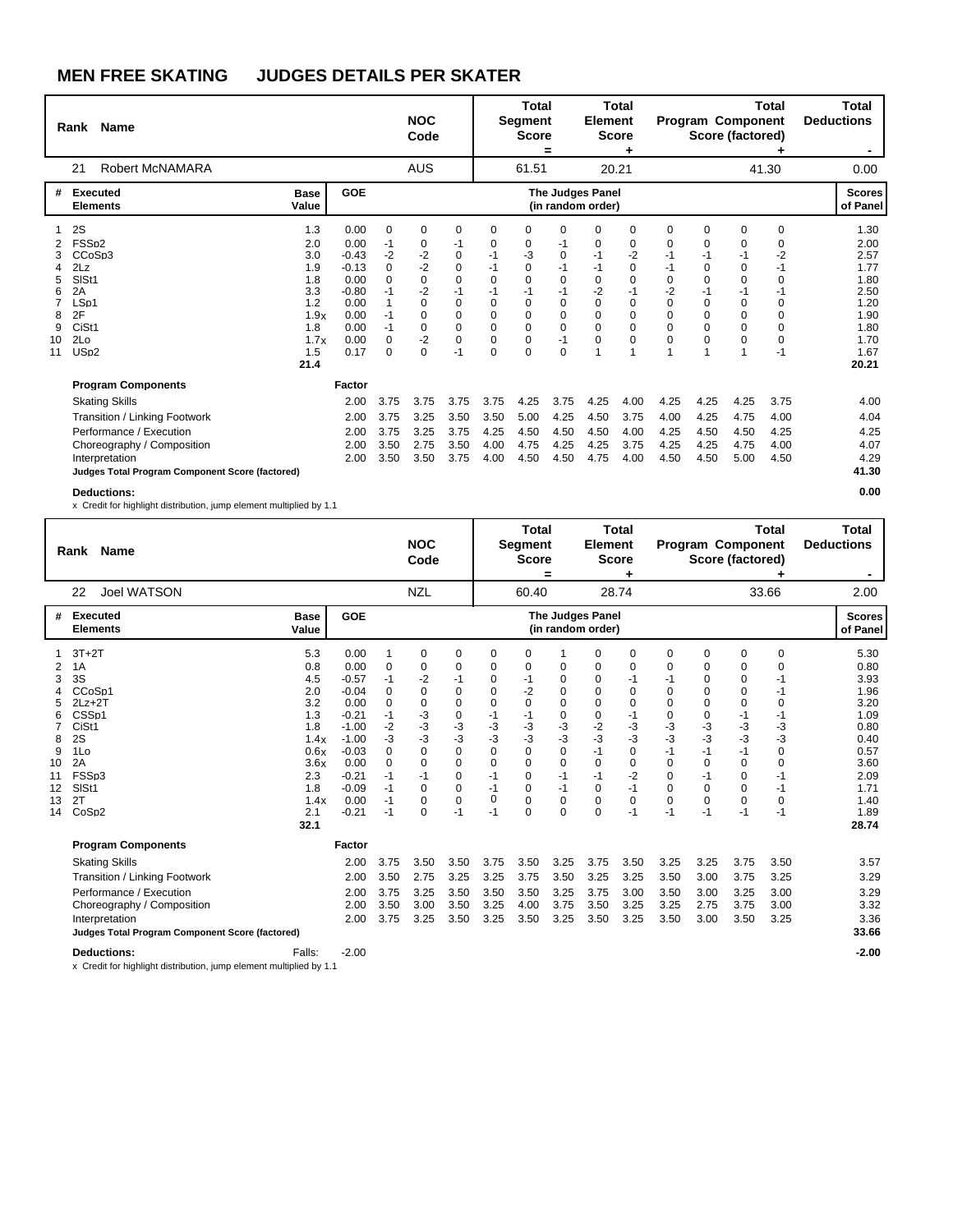# MEN FREE SKATING JUDGES DETAILS PER SKATER

| Rank | Name | NOC Code | Total Segment Score = | Total Element Score + | Total Program Component Score (factored) + | Total Deductions - |
|---|---|---|---|---|---|---|
| 21 | Robert McNAMARA | AUS | 61.51 | 20.21 | 41.30 | 0.00 |

| # | Executed Elements | Base Value | GOE | J1 | J2 | J3 | J4 | J5 | J6 | J7 | J8 | J9 | J10 | J11 | J12 | Scores of Panel |
|---|---|---|---|---|---|---|---|---|---|---|---|---|---|---|---|---|
| 1 | 2S | 1.3 | 0.00 | 0 | 0 | 0 | 0 | 0 | 0 | 0 | 0 | 0 | 0 | 0 | 0 | 1.30 |
| 2 | FSSp2 | 2.0 | 0.00 | -1 | 0 | -1 | 0 | 0 | -1 | 0 | 0 | 0 | 0 | 0 | 0 | 2.00 |
| 3 | CCoSp3 | 3.0 | -0.43 | -2 | -2 | 0 | -1 | -3 | 0 | -1 | -2 | -1 | -1 | -1 | -2 | 2.57 |
| 4 | 2Lz | 1.9 | -0.13 | 0 | -2 | 0 | -1 | 0 | -1 | -1 | 0 | -1 | 0 | 0 | -1 | 1.77 |
| 5 | SlSt1 | 1.8 | 0.00 | 0 | 0 | 0 | 0 | 0 | 0 | 0 | 0 | 0 | 0 | 0 | 0 | 1.80 |
| 6 | 2A | 3.3 | -0.80 | -1 | -2 | -1 | -1 | -1 | -1 | -2 | -1 | -2 | -1 | -1 | -1 | 2.50 |
| 7 | LSp1 | 1.2 | 0.00 | 1 | 0 | 0 | 0 | 0 | 0 | 0 | 0 | 0 | 0 | 0 | 0 | 1.20 |
| 8 | 2F | 1.9x | 0.00 | -1 | 0 | 0 | 0 | 0 | 0 | 0 | 0 | 0 | 0 | 0 | 0 | 1.90 |
| 9 | CiSt1 | 1.8 | 0.00 | -1 | 0 | 0 | 0 | 0 | 0 | 0 | 0 | 0 | 0 | 0 | 0 | 1.80 |
| 10 | 2Lo | 1.7x | 0.00 | 0 | -2 | 0 | 0 | 0 | -1 | 0 | 0 | 0 | 0 | 0 | 0 | 1.70 |
| 11 | USp2 | 1.5 | 0.17 | 0 | 0 | -1 | 0 | 0 | 0 | 1 | 1 | 1 | 1 | 1 | -1 | 1.67 |
| | | 21.4 | | | | | | | | | | | | | | 20.21 |

| Program Components | Factor | J1 | J2 | J3 | J4 | J5 | J6 | J7 | J8 | J9 | J10 | J11 | J12 | Scores of Panel |
|---|---|---|---|---|---|---|---|---|---|---|---|---|---|---|
| Skating Skills | 2.00 | 3.75 | 3.75 | 3.75 | 3.75 | 4.25 | 3.75 | 4.25 | 4.00 | 4.25 | 4.25 | 4.25 | 3.75 | 4.00 |
| Transition / Linking Footwork | 2.00 | 3.75 | 3.25 | 3.50 | 3.50 | 5.00 | 4.25 | 4.50 | 3.75 | 4.00 | 4.25 | 4.75 | 4.00 | 4.04 |
| Performance / Execution | 2.00 | 3.75 | 3.25 | 3.75 | 4.25 | 4.50 | 4.50 | 4.50 | 4.00 | 4.25 | 4.50 | 4.50 | 4.25 | 4.25 |
| Choreography / Composition | 2.00 | 3.50 | 2.75 | 3.50 | 4.00 | 4.75 | 4.25 | 4.25 | 3.75 | 4.25 | 4.25 | 4.75 | 4.00 | 4.07 |
| Interpretation | 2.00 | 3.50 | 3.50 | 3.75 | 4.00 | 4.50 | 4.50 | 4.75 | 4.00 | 4.50 | 4.50 | 5.00 | 4.50 | 4.29 |
| **Judges Total Program Component Score (factored)** | | | | | | | | | | | | | | **41.30** |

**Deductions:** **0.00**

x Credit for highlight distribution, jump element multiplied by 1.1

| Rank | Name | NOC Code | Total Segment Score = | Total Element Score + | Total Program Component Score (factored) + | Total Deductions - |
|---|---|---|---|---|---|---|
| 22 | Joel WATSON | NZL | 60.40 | 28.74 | 33.66 | 2.00 |

| # | Executed Elements | Base Value | GOE | J1 | J2 | J3 | J4 | J5 | J6 | J7 | J8 | J9 | J10 | J11 | J12 | Scores of Panel |
|---|---|---|---|---|---|---|---|---|---|---|---|---|---|---|---|---|
| 1 | 3T+2T | 5.3 | 0.00 | 1 | 0 | 0 | 0 | 0 | 1 | 0 | 0 | 0 | 0 | 0 | 0 | 5.30 |
| 2 | 1A | 0.8 | 0.00 | 0 | 0 | 0 | 0 | 0 | 0 | 0 | 0 | 0 | 0 | 0 | 0 | 0.80 |
| 3 | 3S | 4.5 | -0.57 | -1 | -2 | -1 | 0 | -1 | 0 | 0 | -1 | -1 | 0 | 0 | -1 | 3.93 |
| 4 | CCoSp1 | 2.0 | -0.04 | 0 | 0 | 0 | 0 | -2 | 0 | 0 | 0 | 0 | 0 | 0 | -1 | 1.96 |
| 5 | 2Lz+2T | 3.2 | 0.00 | 0 | 0 | 0 | 0 | 0 | 0 | 0 | 0 | 0 | 0 | 0 | 0 | 3.20 |
| 6 | CSSp1 | 1.3 | -0.21 | -1 | -3 | 0 | -1 | -1 | 0 | 0 | -1 | 0 | 0 | -1 | -1 | 1.09 |
| 7 | CiSt1 | 1.8 | -1.00 | -2 | -3 | -3 | -3 | -3 | -3 | -2 | -3 | -3 | -3 | -3 | -3 | 0.80 |
| 8 | 2S | 1.4x | -1.00 | -3 | -3 | -3 | -3 | -3 | -3 | -3 | -3 | -3 | -3 | -3 | -3 | 0.40 |
| 9 | 1Lo | 0.6x | -0.03 | 0 | 0 | 0 | 0 | 0 | 0 | -1 | 0 | -1 | -1 | -1 | 0 | 0.57 |
| 10 | 2A | 3.6x | 0.00 | 0 | 0 | 0 | 0 | 0 | 0 | 0 | 0 | 0 | 0 | 0 | 0 | 3.60 |
| 11 | FSSp3 | 2.3 | -0.21 | -1 | -1 | 0 | -1 | 0 | -1 | -1 | -2 | 0 | -1 | 0 | -1 | 2.09 |
| 12 | SlSt1 | 1.8 | -0.09 | -1 | 0 | 0 | -1 | 0 | -1 | 0 | -1 | 0 | 0 | 0 | -1 | 1.71 |
| 13 | 2T | 1.4x | 0.00 | -1 | 0 | 0 | 0 | 0 | 0 | 0 | 0 | 0 | 0 | 0 | 0 | 1.40 |
| 14 | CoSp2 | 2.1 | -0.21 | -1 | 0 | -1 | -1 | 0 | 0 | 0 | -1 | -1 | -1 | -1 | -1 | 1.89 |
| | | 32.1 | | | | | | | | | | | | | | 28.74 |

| Program Components | Factor | J1 | J2 | J3 | J4 | J5 | J6 | J7 | J8 | J9 | J10 | J11 | J12 | Scores of Panel |
|---|---|---|---|---|---|---|---|---|---|---|---|---|---|---|
| Skating Skills | 2.00 | 3.75 | 3.50 | 3.50 | 3.75 | 3.50 | 3.25 | 3.75 | 3.50 | 3.25 | 3.25 | 3.75 | 3.50 | 3.57 |
| Transition / Linking Footwork | 2.00 | 3.50 | 2.75 | 3.25 | 3.25 | 3.75 | 3.50 | 3.25 | 3.25 | 3.50 | 3.00 | 3.75 | 3.25 | 3.29 |
| Performance / Execution | 2.00 | 3.75 | 3.25 | 3.50 | 3.50 | 3.50 | 3.25 | 3.75 | 3.00 | 3.50 | 3.00 | 3.25 | 3.00 | 3.29 |
| Choreography / Composition | 2.00 | 3.50 | 3.00 | 3.50 | 3.25 | 4.00 | 3.75 | 3.50 | 3.25 | 3.25 | 2.75 | 3.75 | 3.00 | 3.32 |
| Interpretation | 2.00 | 3.75 | 3.25 | 3.50 | 3.25 | 3.50 | 3.25 | 3.50 | 3.25 | 3.50 | 3.00 | 3.50 | 3.25 | 3.36 |
| **Judges Total Program Component Score (factored)** | | | | | | | | | | | | | | **33.66** |

**Deductions:** Falls: -2.00 **-2.00**

x Credit for highlight distribution, jump element multiplied by 1.1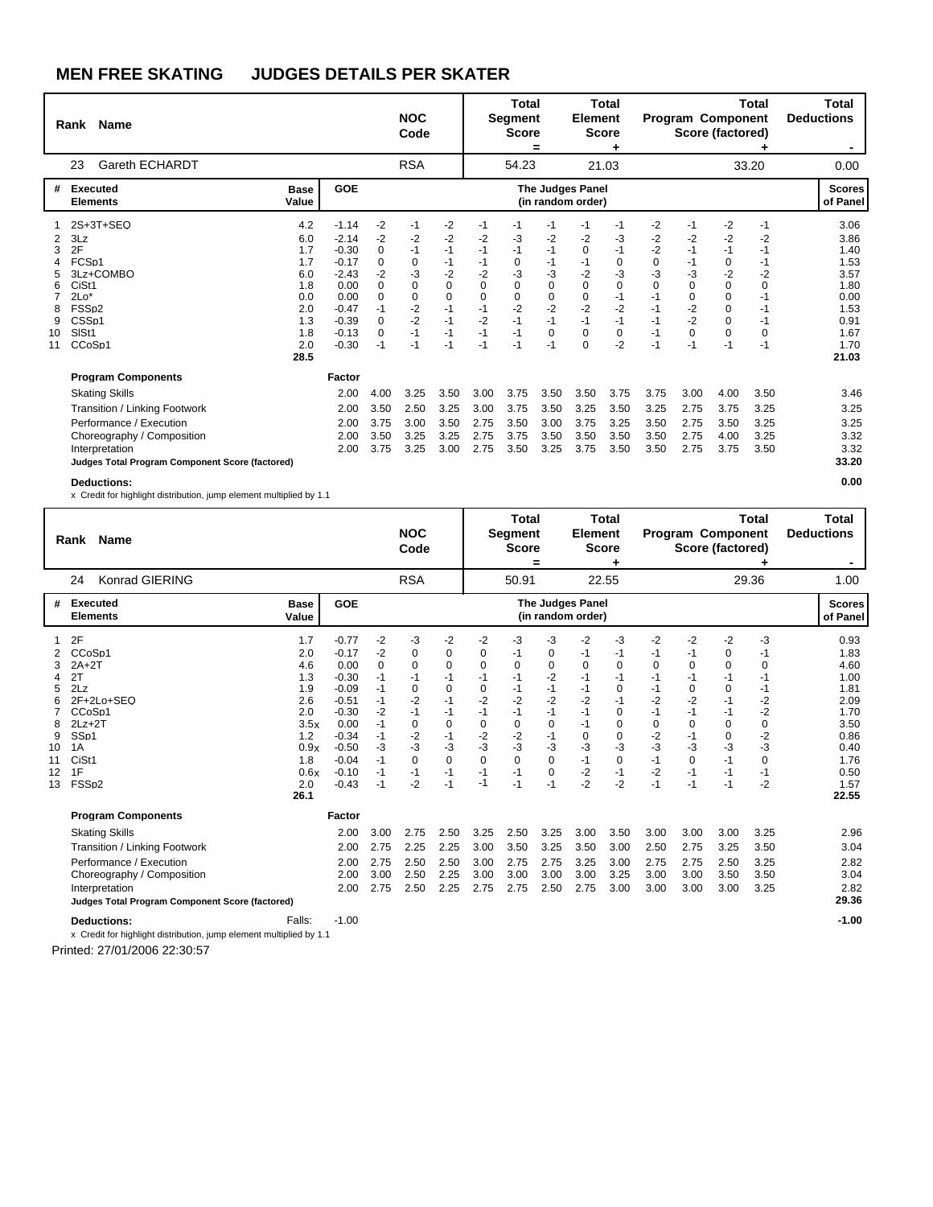# MEN FREE SKATING JUDGES DETAILS PER SKATER

| Rank | Name | NOC Code | Total Segment Score = | Total Element Score + | Total Program Component Score (factored) + | Total Deductions - |
|---|---|---|---|---|---|---|
| 23 | Gareth ECHARDT | RSA | 54.23 | 21.03 | 33.20 | 0.00 |

| # | Executed Elements | Base Value | GOE | The Judges Panel (in random order) | | | | | | | | | | | | Scores of Panel |
|---|---|---|---|---|---|---|---|---|---|---|---|---|---|---|---|---|
| 1 | 2S+3T+SEQ | 4.2 | -1.14 | -2 | -1 | -2 | -1 | -1 | -1 | -1 | -1 | -2 | -1 | -2 | -1 | 3.06 |
| 2 | 3Lz | 6.0 | -2.14 | -2 | -2 | -2 | -2 | -3 | -2 | -2 | -3 | -2 | -2 | -2 | -2 | 3.86 |
| 3 | 2F | 1.7 | -0.30 | 0 | -1 | -1 | -1 | -1 | -1 | 0 | -1 | -2 | -1 | -1 | -1 | 1.40 |
| 4 | FCSp1 | 1.7 | -0.17 | 0 | 0 | -1 | -1 | 0 | -1 | -1 | 0 | 0 | -1 | 0 | -1 | 1.53 |
| 5 | 3Lz+COMBO | 6.0 | -2.43 | -2 | -3 | -2 | -2 | -3 | -3 | -2 | -3 | -3 | -3 | -2 | -2 | 3.57 |
| 6 | CiSt1 | 1.8 | 0.00 | 0 | 0 | 0 | 0 | 0 | 0 | 0 | 0 | 0 | 0 | 0 | 0 | 1.80 |
| 7 | 2Lo* | 0.0 | 0.00 | 0 | 0 | 0 | 0 | 0 | 0 | 0 | -1 | -1 | 0 | 0 | -1 | 0.00 |
| 8 | FSSp2 | 2.0 | -0.47 | -1 | -2 | -1 | -1 | -2 | -2 | -2 | -2 | -1 | -2 | 0 | -1 | 1.53 |
| 9 | CSSp1 | 1.3 | -0.39 | 0 | -2 | -1 | -2 | -1 | -1 | -1 | -1 | -1 | -2 | 0 | -1 | 0.91 |
| 10 | SlSt1 | 1.8 | -0.13 | 0 | -1 | -1 | -1 | -1 | 0 | 0 | 0 | -1 | 0 | 0 | 0 | 1.67 |
| 11 | CCoSp1 | 2.0 | -0.30 | -1 | -1 | -1 | -1 | -1 | -1 | 0 | -2 | -1 | -1 | -1 | -1 | 1.70 |
| | | 28.5 | | | | | | | | | | | | | | 21.03 |

| Program Components | Factor | | | | | | | | | | | | | |
|---|---|---|---|---|---|---|---|---|---|---|---|---|---|---|
| Skating Skills | 2.00 | 4.00 | 3.25 | 3.50 | 3.00 | 3.75 | 3.50 | 3.50 | 3.75 | 3.75 | 3.00 | 4.00 | 3.50 | 3.46 |
| Transition / Linking Footwork | 2.00 | 3.50 | 2.50 | 3.25 | 3.00 | 3.75 | 3.50 | 3.25 | 3.50 | 3.25 | 2.75 | 3.75 | 3.25 | 3.25 |
| Performance / Execution | 2.00 | 3.75 | 3.00 | 3.50 | 2.75 | 3.50 | 3.00 | 3.75 | 3.25 | 3.50 | 2.75 | 3.50 | 3.25 | 3.25 |
| Choreography / Composition | 2.00 | 3.50 | 3.25 | 3.25 | 2.75 | 3.75 | 3.50 | 3.50 | 3.50 | 3.50 | 2.75 | 4.00 | 3.25 | 3.32 |
| Interpretation | 2.00 | 3.75 | 3.25 | 3.00 | 2.75 | 3.50 | 3.25 | 3.75 | 3.50 | 3.50 | 2.75 | 3.75 | 3.50 | 3.32 |
| Judges Total Program Component Score (factored) | | | | | | | | | | | | | | 33.20 |

**Deductions:** 0.00

x Credit for highlight distribution, jump element multiplied by 1.1

| Rank | Name | NOC Code | Total Segment Score = | Total Element Score + | Total Program Component Score (factored) + | Total Deductions - |
|---|---|---|---|---|---|---|
| 24 | Konrad GIERING | RSA | 50.91 | 22.55 | 29.36 | 1.00 |

| # | Executed Elements | Base Value | GOE | The Judges Panel (in random order) | | | | | | | | | | | | Scores of Panel |
|---|---|---|---|---|---|---|---|---|---|---|---|---|---|---|---|---|
| 1 | 2F | 1.7 | -0.77 | -2 | -3 | -2 | -2 | -3 | -3 | -2 | -3 | -2 | -2 | -2 | -3 | 0.93 |
| 2 | CCoSp1 | 2.0 | -0.17 | -2 | 0 | 0 | 0 | -1 | 0 | -1 | -1 | -1 | -1 | 0 | -1 | 1.83 |
| 3 | 2A+2T | 4.6 | 0.00 | 0 | 0 | 0 | 0 | 0 | 0 | 0 | 0 | 0 | 0 | 0 | 0 | 4.60 |
| 4 | 2T | 1.3 | -0.30 | -1 | -1 | -1 | -1 | -1 | -2 | -1 | -1 | -1 | -1 | -1 | -1 | 1.00 |
| 5 | 2Lz | 1.9 | -0.09 | -1 | 0 | 0 | 0 | -1 | -1 | -1 | 0 | -1 | 0 | 0 | -1 | 1.81 |
| 6 | 2F+2Lo+SEQ | 2.6 | -0.51 | -1 | -2 | -1 | -2 | -2 | -2 | -2 | -1 | -2 | -2 | -1 | -2 | 2.09 |
| 7 | CCoSp1 | 2.0 | -0.30 | -2 | -1 | -1 | -1 | -1 | -1 | -1 | 0 | -1 | -1 | -1 | -2 | 1.70 |
| 8 | 2Lz+2T | 3.5x | 0.00 | -1 | 0 | 0 | 0 | 0 | 0 | -1 | 0 | 0 | 0 | 0 | 0 | 3.50 |
| 9 | SSp1 | 1.2 | -0.34 | -1 | -2 | -1 | -2 | -2 | -1 | 0 | 0 | -2 | -1 | 0 | -2 | 0.86 |
| 10 | 1A | 0.9x | -0.50 | -3 | -3 | -3 | -3 | -3 | -3 | -3 | -3 | -3 | -3 | -3 | -3 | 0.40 |
| 11 | CiSt1 | 1.8 | -0.04 | -1 | 0 | 0 | 0 | 0 | 0 | -1 | 0 | -1 | 0 | -1 | 0 | 1.76 |
| 12 | 1F | 0.6x | -0.10 | -1 | -1 | -1 | -1 | -1 | 0 | -2 | -1 | -2 | -1 | -1 | -1 | 0.50 |
| 13 | FSSp2 | 2.0 | -0.43 | -1 | -2 | -1 | -1 | -1 | -1 | -2 | -2 | -1 | -1 | -1 | -2 | 1.57 |
| | | 26.1 | | | | | | | | | | | | | | 22.55 |

| Program Components | Factor | | | | | | | | | | | | | |
|---|---|---|---|---|---|---|---|---|---|---|---|---|---|---|
| Skating Skills | 2.00 | 3.00 | 2.75 | 2.50 | 3.25 | 2.50 | 3.25 | 3.00 | 3.50 | 3.00 | 3.00 | 3.00 | 3.25 | 2.96 |
| Transition / Linking Footwork | 2.00 | 2.75 | 2.25 | 2.25 | 3.00 | 3.50 | 3.25 | 3.50 | 3.00 | 2.50 | 2.75 | 3.25 | 3.50 | 3.04 |
| Performance / Execution | 2.00 | 2.75 | 2.50 | 2.50 | 3.00 | 2.75 | 2.75 | 3.25 | 3.00 | 2.75 | 2.75 | 2.50 | 3.25 | 2.82 |
| Choreography / Composition | 2.00 | 3.00 | 2.50 | 2.25 | 3.00 | 3.00 | 3.00 | 3.00 | 3.25 | 3.00 | 3.00 | 3.50 | 3.50 | 3.04 |
| Interpretation | 2.00 | 2.75 | 2.50 | 2.25 | 2.75 | 2.75 | 2.50 | 2.75 | 3.00 | 3.00 | 3.00 | 3.00 | 3.25 | 2.82 |
| Judges Total Program Component Score (factored) | | | | | | | | | | | | | | 29.36 |

**Deductions:** Falls: -1.00 — **-1.00**

x Credit for highlight distribution, jump element multiplied by 1.1

Printed: 27/01/2006 22:30:57